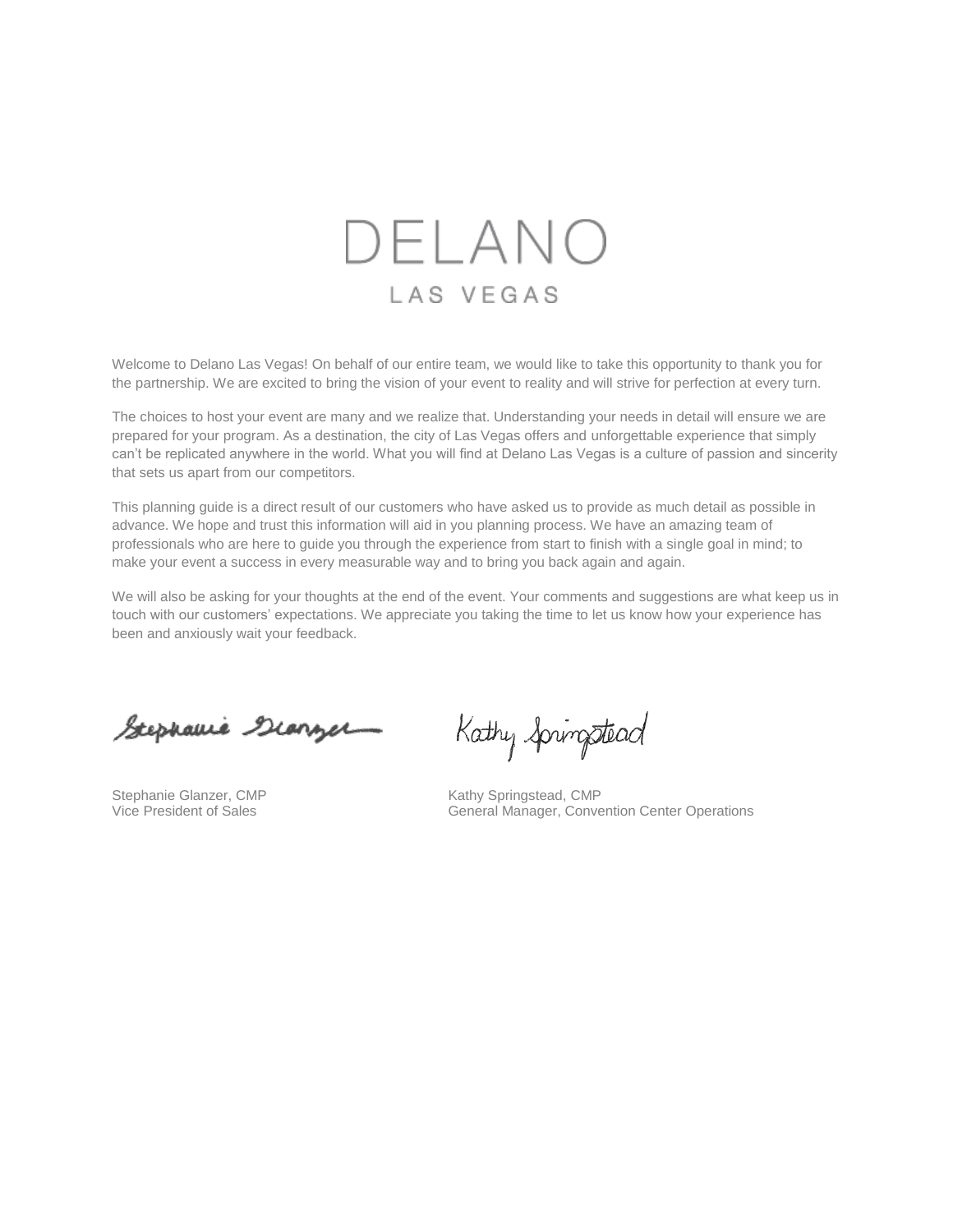# DELANO

## LAS VEGAS

Welcome to Delano Las Vegas! On behalf of our entire team, we would like to take this opportunity to thank you for the partnership. We are excited to bring the vision of your event to reality and will strive for perfection at every turn.

The choices to host your event are many and we realize that. Understanding your needs in detail will ensure we are prepared for your program. As a destination, the city of Las Vegas offers and unforgettable experience that simply can't be replicated anywhere in the world. What you will find at Delano Las Vegas is a culture of passion and sincerity that sets us apart from our competitors.

This planning guide is a direct result of our customers who have asked us to provide as much detail as possible in advance. We hope and trust this information will aid in you planning process. We have an amazing team of professionals who are here to guide you through the experience from start to finish with a single goal in mind; to make your event a success in every measurable way and to bring you back again and again.

We will also be asking for your thoughts at the end of the event. Your comments and suggestions are what keep us in touch with our customers' expectations. We appreciate you taking the time to let us know how your experience has been and anxiously wait your feedback.

Stephanie Glanzer, CMP
Vice President of Sales

Kathy Springstead, CMP
General Manager, Convention Center Operations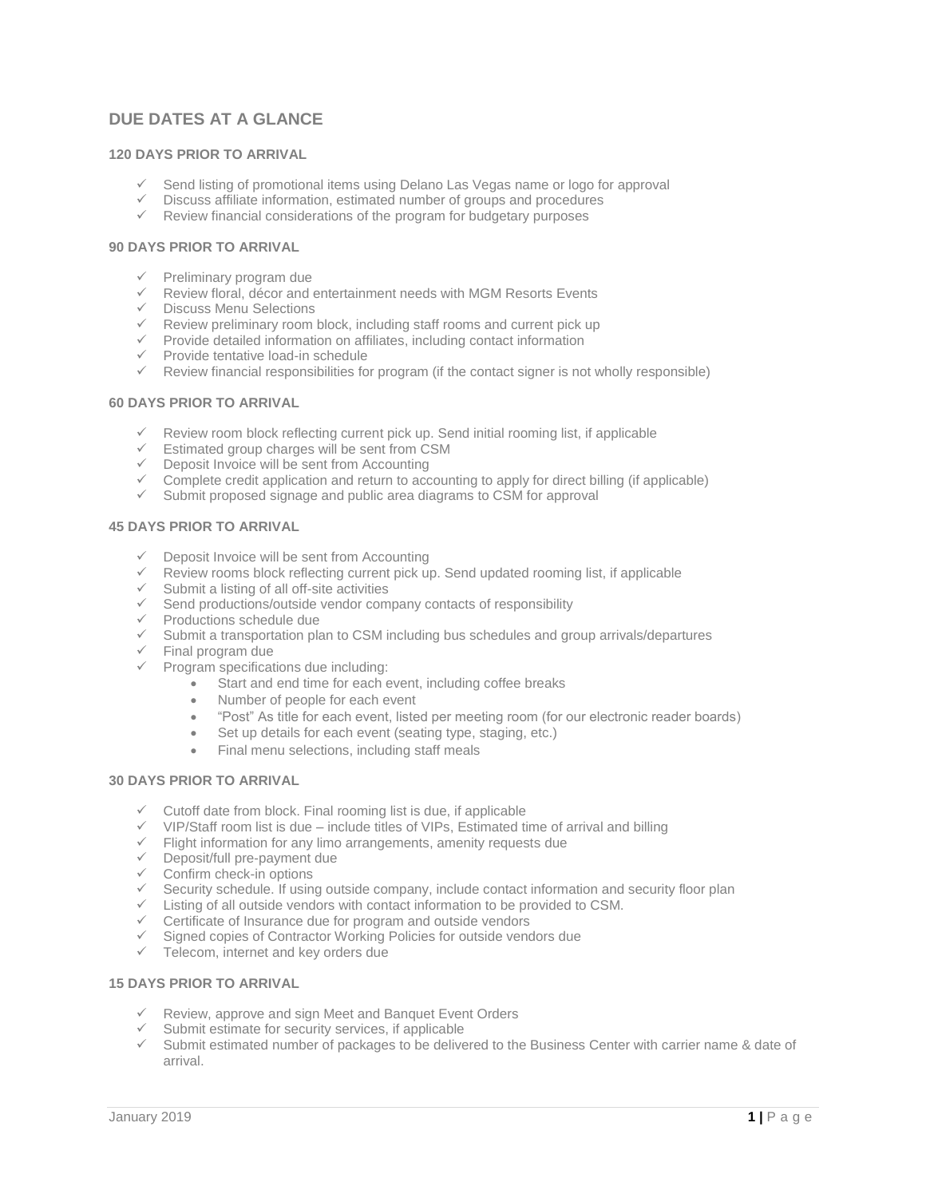## DUE DATES AT A GLANCE

### 120 DAYS PRIOR TO ARRIVAL

- ✓ Send listing of promotional items using Delano Las Vegas name or logo for approval
- ✓ Discuss affiliate information, estimated number of groups and procedures
- ✓ Review financial considerations of the program for budgetary purposes

### 90 DAYS PRIOR TO ARRIVAL

- ✓ Preliminary program due
- ✓ Review floral, décor and entertainment needs with MGM Resorts Events
- ✓ Discuss Menu Selections
- ✓ Review preliminary room block, including staff rooms and current pick up
- ✓ Provide detailed information on affiliates, including contact information
- ✓ Provide tentative load-in schedule
- ✓ Review financial responsibilities for program (if the contact signer is not wholly responsible)

### 60 DAYS PRIOR TO ARRIVAL

- ✓ Review room block reflecting current pick up. Send initial rooming list, if applicable
- ✓ Estimated group charges will be sent from CSM
- ✓ Deposit Invoice will be sent from Accounting
- ✓ Complete credit application and return to accounting to apply for direct billing (if applicable)
- ✓ Submit proposed signage and public area diagrams to CSM for approval

### 45 DAYS PRIOR TO ARRIVAL

- ✓ Deposit Invoice will be sent from Accounting
- ✓ Review rooms block reflecting current pick up. Send updated rooming list, if applicable
- ✓ Submit a listing of all off-site activities
- ✓ Send productions/outside vendor company contacts of responsibility
- ✓ Productions schedule due
- ✓ Submit a transportation plan to CSM including bus schedules and group arrivals/departures
- ✓ Final program due
- ✓ Program specifications due including:
  - Start and end time for each event, including coffee breaks
  - Number of people for each event
  - "Post" As title for each event, listed per meeting room (for our electronic reader boards)
  - Set up details for each event (seating type, staging, etc.)
  - Final menu selections, including staff meals

### 30 DAYS PRIOR TO ARRIVAL

- ✓ Cutoff date from block. Final rooming list is due, if applicable
- ✓ VIP/Staff room list is due – include titles of VIPs, Estimated time of arrival and billing
- ✓ Flight information for any limo arrangements, amenity requests due
- ✓ Deposit/full pre-payment due
- ✓ Confirm check-in options
- ✓ Security schedule. If using outside company, include contact information and security floor plan
- ✓ Listing of all outside vendors with contact information to be provided to CSM.
- ✓ Certificate of Insurance due for program and outside vendors
- ✓ Signed copies of Contractor Working Policies for outside vendors due
- ✓ Telecom, internet and key orders due

### 15 DAYS PRIOR TO ARRIVAL

- ✓ Review, approve and sign Meet and Banquet Event Orders
- ✓ Submit estimate for security services, if applicable
- ✓ Submit estimated number of packages to be delivered to the Business Center with carrier name & date of arrival.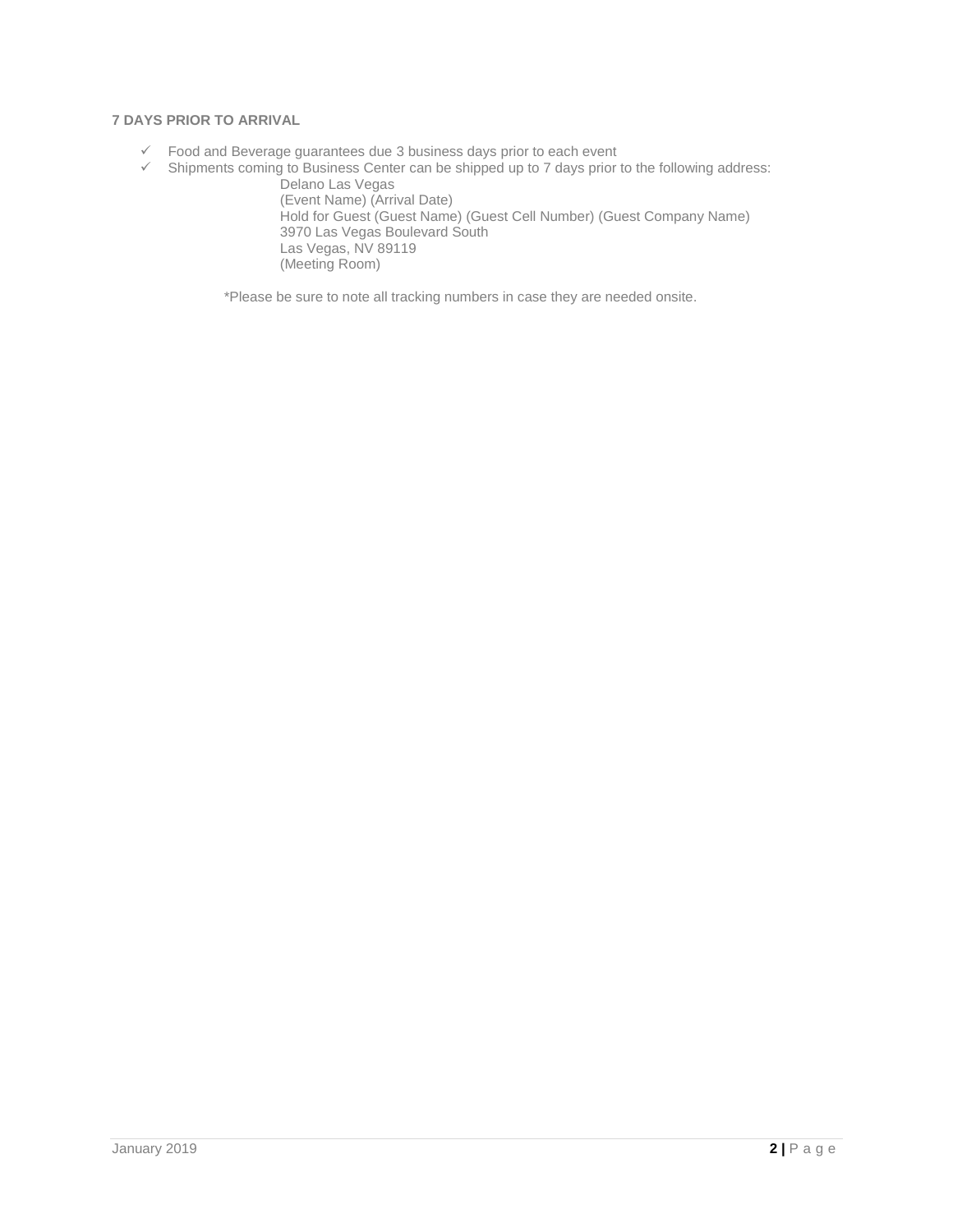**7 DAYS PRIOR TO ARRIVAL**

- ✓ Food and Beverage guarantees due 3 business days prior to each event
- ✓ Shipments coming to Business Center can be shipped up to 7 days prior to the following address:

  Delano Las Vegas
  (Event Name) (Arrival Date)
  Hold for Guest (Guest Name) (Guest Cell Number) (Guest Company Name)
  3970 Las Vegas Boulevard South
  Las Vegas, NV 89119
  (Meeting Room)

  *Please be sure to note all tracking numbers in case they are needed onsite.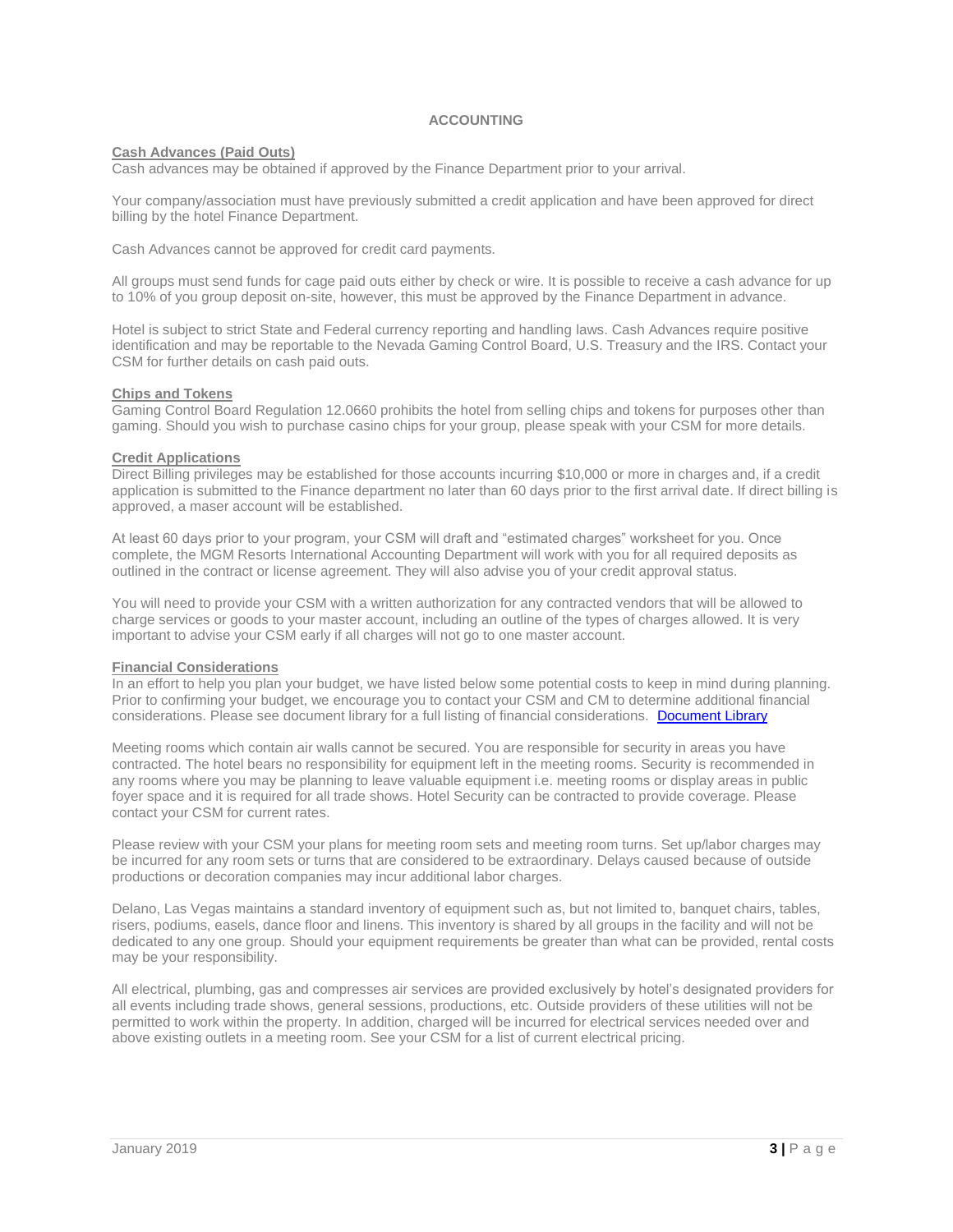## ACCOUNTING

### Cash Advances (Paid Outs)

Cash advances may be obtained if approved by the Finance Department prior to your arrival.

Your company/association must have previously submitted a credit application and have been approved for direct billing by the hotel Finance Department.

Cash Advances cannot be approved for credit card payments.

All groups must send funds for cage paid outs either by check or wire. It is possible to receive a cash advance for up to 10% of you group deposit on-site, however, this must be approved by the Finance Department in advance.

Hotel is subject to strict State and Federal currency reporting and handling laws. Cash Advances require positive identification and may be reportable to the Nevada Gaming Control Board, U.S. Treasury and the IRS. Contact your CSM for further details on cash paid outs.

### Chips and Tokens

Gaming Control Board Regulation 12.0660 prohibits the hotel from selling chips and tokens for purposes other than gaming. Should you wish to purchase casino chips for your group, please speak with your CSM for more details.

### Credit Applications

Direct Billing privileges may be established for those accounts incurring $10,000 or more in charges and, if a credit application is submitted to the Finance department no later than 60 days prior to the first arrival date. If direct billing is approved, a maser account will be established.

At least 60 days prior to your program, your CSM will draft and "estimated charges" worksheet for you. Once complete, the MGM Resorts International Accounting Department will work with you for all required deposits as outlined in the contract or license agreement. They will also advise you of your credit approval status.

You will need to provide your CSM with a written authorization for any contracted vendors that will be allowed to charge services or goods to your master account, including an outline of the types of charges allowed. It is very important to advise your CSM early if all charges will not go to one master account.

### Financial Considerations

In an effort to help you plan your budget, we have listed below some potential costs to keep in mind during planning. Prior to confirming your budget, we encourage you to contact your CSM and CM to determine additional financial considerations. Please see document library for a full listing of financial considerations. [Document Library]

Meeting rooms which contain air walls cannot be secured. You are responsible for security in areas you have contracted. The hotel bears no responsibility for equipment left in the meeting rooms. Security is recommended in any rooms where you may be planning to leave valuable equipment i.e. meeting rooms or display areas in public foyer space and it is required for all trade shows. Hotel Security can be contracted to provide coverage. Please contact your CSM for current rates.

Please review with your CSM your plans for meeting room sets and meeting room turns. Set up/labor charges may be incurred for any room sets or turns that are considered to be extraordinary. Delays caused because of outside productions or decoration companies may incur additional labor charges.

Delano, Las Vegas maintains a standard inventory of equipment such as, but not limited to, banquet chairs, tables, risers, podiums, easels, dance floor and linens. This inventory is shared by all groups in the facility and will not be dedicated to any one group. Should your equipment requirements be greater than what can be provided, rental costs may be your responsibility.

All electrical, plumbing, gas and compresses air services are provided exclusively by hotel's designated providers for all events including trade shows, general sessions, productions, etc. Outside providers of these utilities will not be permitted to work within the property. In addition, charged will be incurred for electrical services needed over and above existing outlets in a meeting room. See your CSM for a list of current electrical pricing.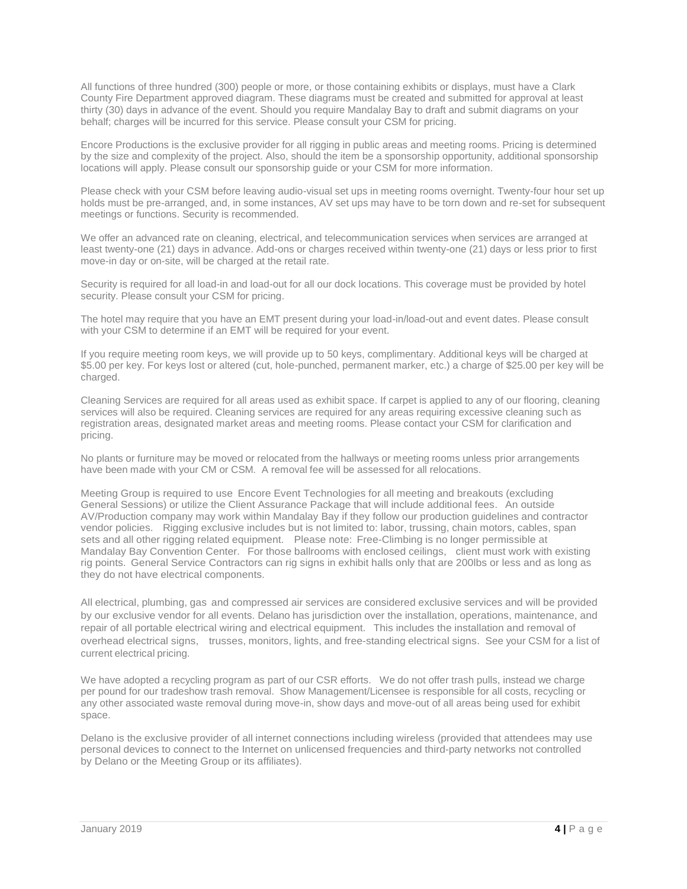All functions of three hundred (300) people or more, or those containing exhibits or displays, must have a Clark County Fire Department approved diagram. These diagrams must be created and submitted for approval at least thirty (30) days in advance of the event. Should you require Mandalay Bay to draft and submit diagrams on your behalf; charges will be incurred for this service. Please consult your CSM for pricing.

Encore Productions is the exclusive provider for all rigging in public areas and meeting rooms. Pricing is determined by the size and complexity of the project. Also, should the item be a sponsorship opportunity, additional sponsorship locations will apply. Please consult our sponsorship guide or your CSM for more information.

Please check with your CSM before leaving audio-visual set ups in meeting rooms overnight. Twenty-four hour set up holds must be pre-arranged, and, in some instances, AV set ups may have to be torn down and re-set for subsequent meetings or functions. Security is recommended.

We offer an advanced rate on cleaning, electrical, and telecommunication services when services are arranged at least twenty-one (21) days in advance. Add-ons or charges received within twenty-one (21) days or less prior to first move-in day or on-site, will be charged at the retail rate.

Security is required for all load-in and load-out for all our dock locations. This coverage must be provided by hotel security. Please consult your CSM for pricing.

The hotel may require that you have an EMT present during your load-in/load-out and event dates. Please consult with your CSM to determine if an EMT will be required for your event.

If you require meeting room keys, we will provide up to 50 keys, complimentary. Additional keys will be charged at $5.00 per key. For keys lost or altered (cut, hole-punched, permanent marker, etc.) a charge of $25.00 per key will be charged.

Cleaning Services are required for all areas used as exhibit space. If carpet is applied to any of our flooring, cleaning services will also be required. Cleaning services are required for any areas requiring excessive cleaning such as registration areas, designated market areas and meeting rooms. Please contact your CSM for clarification and pricing.

No plants or furniture may be moved or relocated from the hallways or meeting rooms unless prior arrangements have been made with your CM or CSM. A removal fee will be assessed for all relocations.

Meeting Group is required to use Encore Event Technologies for all meeting and breakouts (excluding General Sessions) or utilize the Client Assurance Package that will include additional fees. An outside AV/Production company may work within Mandalay Bay if they follow our production guidelines and contractor vendor policies. Rigging exclusive includes but is not limited to: labor, trussing, chain motors, cables, span sets and all other rigging related equipment. Please note: Free-Climbing is no longer permissible at Mandalay Bay Convention Center. For those ballrooms with enclosed ceilings, client must work with existing rig points. General Service Contractors can rig signs in exhibit halls only that are 200lbs or less and as long as they do not have electrical components.

All electrical, plumbing, gas and compressed air services are considered exclusive services and will be provided by our exclusive vendor for all events. Delano has jurisdiction over the installation, operations, maintenance, and repair of all portable electrical wiring and electrical equipment. This includes the installation and removal of overhead electrical signs, trusses, monitors, lights, and free-standing electrical signs. See your CSM for a list of current electrical pricing.

We have adopted a recycling program as part of our CSR efforts. We do not offer trash pulls, instead we charge per pound for our tradeshow trash removal. Show Management/Licensee is responsible for all costs, recycling or any other associated waste removal during move-in, show days and move-out of all areas being used for exhibit space.

Delano is the exclusive provider of all internet connections including wireless (provided that attendees may use personal devices to connect to the Internet on unlicensed frequencies and third-party networks not controlled by Delano or the Meeting Group or its affiliates).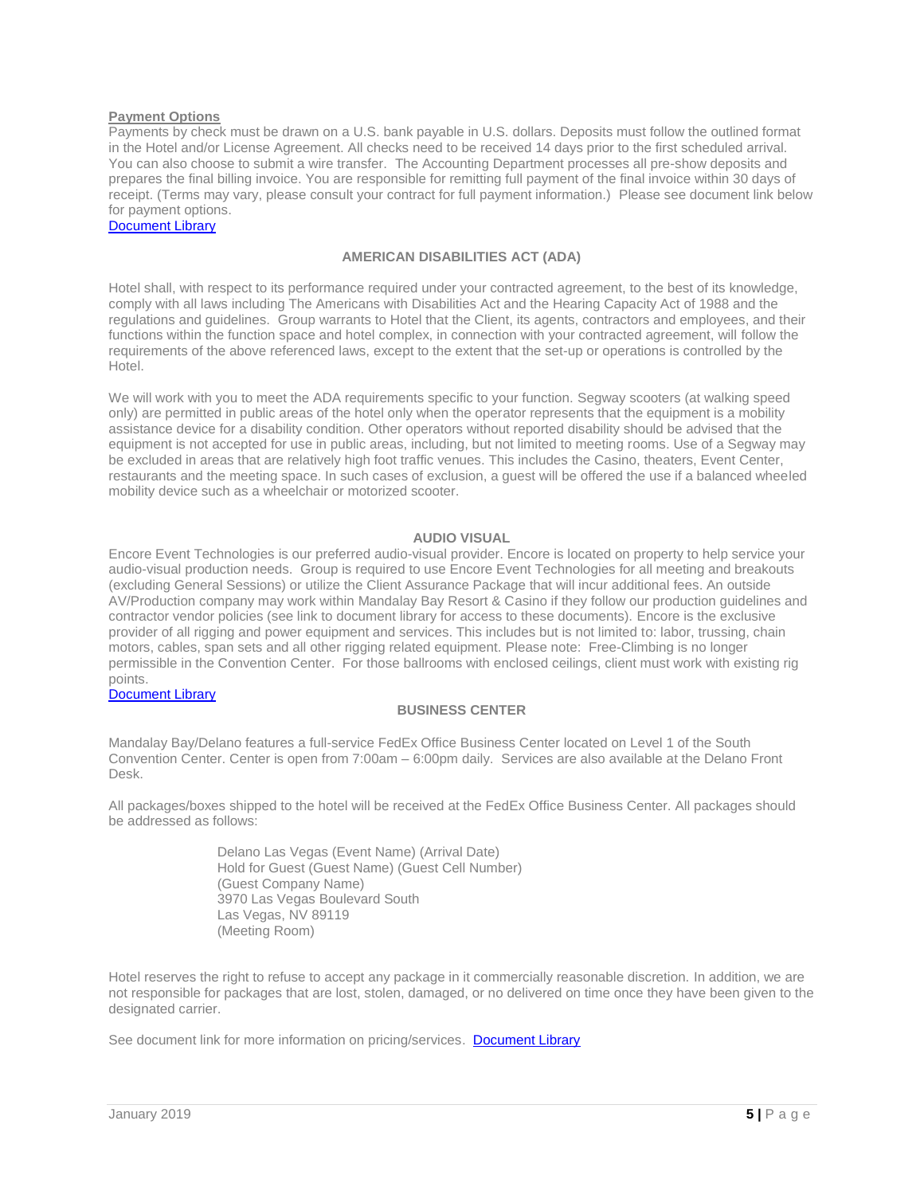**Payment Options**

Payments by check must be drawn on a U.S. bank payable in U.S. dollars. Deposits must follow the outlined format in the Hotel and/or License Agreement. All checks need to be received 14 days prior to the first scheduled arrival. You can also choose to submit a wire transfer. The Accounting Department processes all pre-show deposits and prepares the final billing invoice. You are responsible for remitting full payment of the final invoice within 30 days of receipt. (Terms may vary, please consult your contract for full payment information.) Please see document link below for payment options.

Document Library

## AMERICAN DISABILITIES ACT (ADA)

Hotel shall, with respect to its performance required under your contracted agreement, to the best of its knowledge, comply with all laws including The Americans with Disabilities Act and the Hearing Capacity Act of 1988 and the regulations and guidelines. Group warrants to Hotel that the Client, its agents, contractors and employees, and their functions within the function space and hotel complex, in connection with your contracted agreement, will follow the requirements of the above referenced laws, except to the extent that the set-up or operations is controlled by the Hotel.

We will work with you to meet the ADA requirements specific to your function. Segway scooters (at walking speed only) are permitted in public areas of the hotel only when the operator represents that the equipment is a mobility assistance device for a disability condition. Other operators without reported disability should be advised that the equipment is not accepted for use in public areas, including, but not limited to meeting rooms. Use of a Segway may be excluded in areas that are relatively high foot traffic venues. This includes the Casino, theaters, Event Center, restaurants and the meeting space. In such cases of exclusion, a guest will be offered the use if a balanced wheeled mobility device such as a wheelchair or motorized scooter.

## AUDIO VISUAL

Encore Event Technologies is our preferred audio-visual provider. Encore is located on property to help service your audio-visual production needs. Group is required to use Encore Event Technologies for all meeting and breakouts (excluding General Sessions) or utilize the Client Assurance Package that will incur additional fees. An outside AV/Production company may work within Mandalay Bay Resort & Casino if they follow our production guidelines and contractor vendor policies (see link to document library for access to these documents). Encore is the exclusive provider of all rigging and power equipment and services. This includes but is not limited to: labor, trussing, chain motors, cables, span sets and all other rigging related equipment. Please note: Free-Climbing is no longer permissible in the Convention Center. For those ballrooms with enclosed ceilings, client must work with existing rig points.

Document Library

## BUSINESS CENTER

Mandalay Bay/Delano features a full-service FedEx Office Business Center located on Level 1 of the South Convention Center. Center is open from 7:00am – 6:00pm daily. Services are also available at the Delano Front Desk.

All packages/boxes shipped to the hotel will be received at the FedEx Office Business Center. All packages should be addressed as follows:

> Delano Las Vegas (Event Name) (Arrival Date)
> Hold for Guest (Guest Name) (Guest Cell Number)
> (Guest Company Name)
> 3970 Las Vegas Boulevard South
> Las Vegas, NV 89119
> (Meeting Room)

Hotel reserves the right to refuse to accept any package in it commercially reasonable discretion. In addition, we are not responsible for packages that are lost, stolen, damaged, or no delivered on time once they have been given to the designated carrier.

See document link for more information on pricing/services. Document Library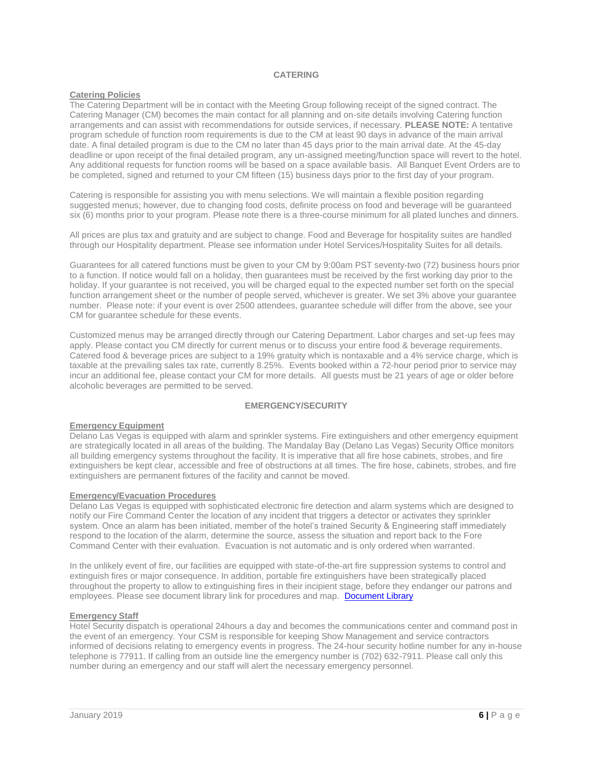## CATERING

### Catering Policies

The Catering Department will be in contact with the Meeting Group following receipt of the signed contract. The Catering Manager (CM) becomes the main contact for all planning and on-site details involving Catering function arrangements and can assist with recommendations for outside services, if necessary. **PLEASE NOTE:** A tentative program schedule of function room requirements is due to the CM at least 90 days in advance of the main arrival date. A final detailed program is due to the CM no later than 45 days prior to the main arrival date. At the 45-day deadline or upon receipt of the final detailed program, any un-assigned meeting/function space will revert to the hotel. Any additional requests for function rooms will be based on a space available basis. All Banquet Event Orders are to be completed, signed and returned to your CM fifteen (15) business days prior to the first day of your program.

Catering is responsible for assisting you with menu selections. We will maintain a flexible position regarding suggested menus; however, due to changing food costs, definite process on food and beverage will be guaranteed six (6) months prior to your program. Please note there is a three-course minimum for all plated lunches and dinners.

All prices are plus tax and gratuity and are subject to change. Food and Beverage for hospitality suites are handled through our Hospitality department. Please see information under Hotel Services/Hospitality Suites for all details.

Guarantees for all catered functions must be given to your CM by 9:00am PST seventy-two (72) business hours prior to a function. If notice would fall on a holiday, then guarantees must be received by the first working day prior to the holiday. If your guarantee is not received, you will be charged equal to the expected number set forth on the special function arrangement sheet or the number of people served, whichever is greater. We set 3% above your guarantee number. Please note: if your event is over 2500 attendees, guarantee schedule will differ from the above, see your CM for guarantee schedule for these events.

Customized menus may be arranged directly through our Catering Department. Labor charges and set-up fees may apply. Please contact you CM directly for current menus or to discuss your entire food & beverage requirements. Catered food & beverage prices are subject to a 19% gratuity which is nontaxable and a 4% service charge, which is taxable at the prevailing sales tax rate, currently 8.25%. Events booked within a 72-hour period prior to service may incur an additional fee, please contact your CM for more details. All guests must be 21 years of age or older before alcoholic beverages are permitted to be served.

## EMERGENCY/SECURITY

### Emergency Equipment

Delano Las Vegas is equipped with alarm and sprinkler systems. Fire extinguishers and other emergency equipment are strategically located in all areas of the building. The Mandalay Bay (Delano Las Vegas) Security Office monitors all building emergency systems throughout the facility. It is imperative that all fire hose cabinets, strobes, and fire extinguishers be kept clear, accessible and free of obstructions at all times. The fire hose, cabinets, strobes, and fire extinguishers are permanent fixtures of the facility and cannot be moved.

### Emergency/Evacuation Procedures

Delano Las Vegas is equipped with sophisticated electronic fire detection and alarm systems which are designed to notify our Fire Command Center the location of any incident that triggers a detector or activates they sprinkler system. Once an alarm has been initiated, member of the hotel's trained Security & Engineering staff immediately respond to the location of the alarm, determine the source, assess the situation and report back to the Fore Command Center with their evaluation. Evacuation is not automatic and is only ordered when warranted.

In the unlikely event of fire, our facilities are equipped with state-of-the-art fire suppression systems to control and extinguish fires or major consequence. In addition, portable fire extinguishers have been strategically placed throughout the property to allow to extinguishing fires in their incipient stage, before they endanger our patrons and employees. Please see document library link for procedures and map. Document Library

### Emergency Staff

Hotel Security dispatch is operational 24hours a day and becomes the communications center and command post in the event of an emergency. Your CSM is responsible for keeping Show Management and service contractors informed of decisions relating to emergency events in progress. The 24-hour security hotline number for any in-house telephone is 77911. If calling from an outside line the emergency number is (702) 632-7911. Please call only this number during an emergency and our staff will alert the necessary emergency personnel.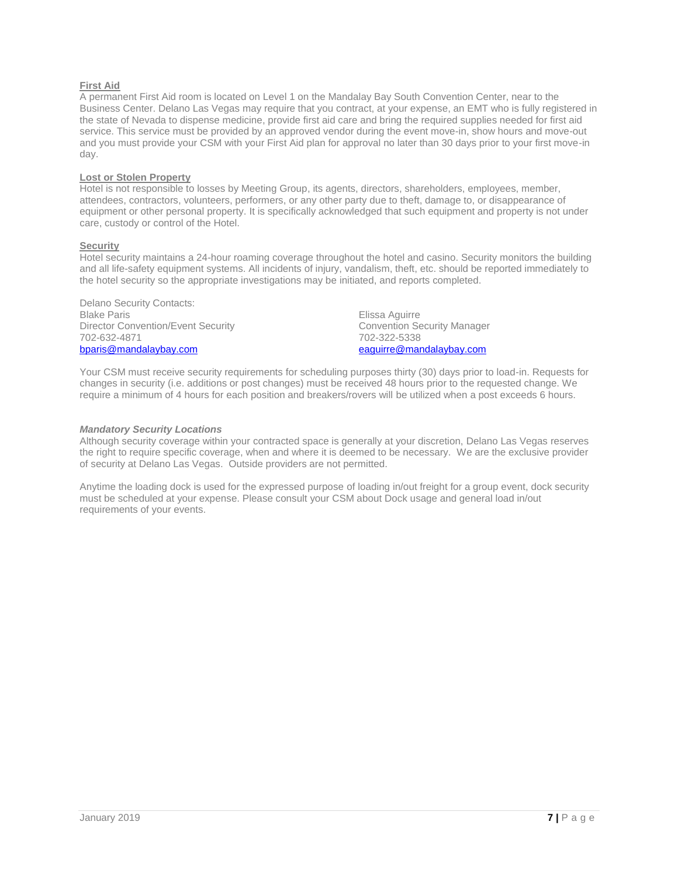## First Aid

A permanent First Aid room is located on Level 1 on the Mandalay Bay South Convention Center, near to the Business Center. Delano Las Vegas may require that you contract, at your expense, an EMT who is fully registered in the state of Nevada to dispense medicine, provide first aid care and bring the required supplies needed for first aid service. This service must be provided by an approved vendor during the event move-in, show hours and move-out and you must provide your CSM with your First Aid plan for approval no later than 30 days prior to your first move-in day.

## Lost or Stolen Property

Hotel is not responsible to losses by Meeting Group, its agents, directors, shareholders, employees, member, attendees, contractors, volunteers, performers, or any other party due to theft, damage to, or disappearance of equipment or other personal property. It is specifically acknowledged that such equipment and property is not under care, custody or control of the Hotel.

## Security

Hotel security maintains a 24-hour roaming coverage throughout the hotel and casino. Security monitors the building and all life-safety equipment systems. All incidents of injury, vandalism, theft, etc. should be reported immediately to the hotel security so the appropriate investigations may be initiated, and reports completed.

Delano Security Contacts:

Blake Paris
Director Convention/Event Security
702-632-4871
bparis@mandalaybay.com

Elissa Aguirre
Convention Security Manager
702-322-5338
eaguirre@mandalaybay.com

Your CSM must receive security requirements for scheduling purposes thirty (30) days prior to load-in. Requests for changes in security (i.e. additions or post changes) must be received 48 hours prior to the requested change. We require a minimum of 4 hours for each position and breakers/rovers will be utilized when a post exceeds 6 hours.

### *Mandatory Security Locations*

Although security coverage within your contracted space is generally at your discretion, Delano Las Vegas reserves the right to require specific coverage, when and where it is deemed to be necessary. We are the exclusive provider of security at Delano Las Vegas. Outside providers are not permitted.

Anytime the loading dock is used for the expressed purpose of loading in/out freight for a group event, dock security must be scheduled at your expense. Please consult your CSM about Dock usage and general load in/out requirements of your events.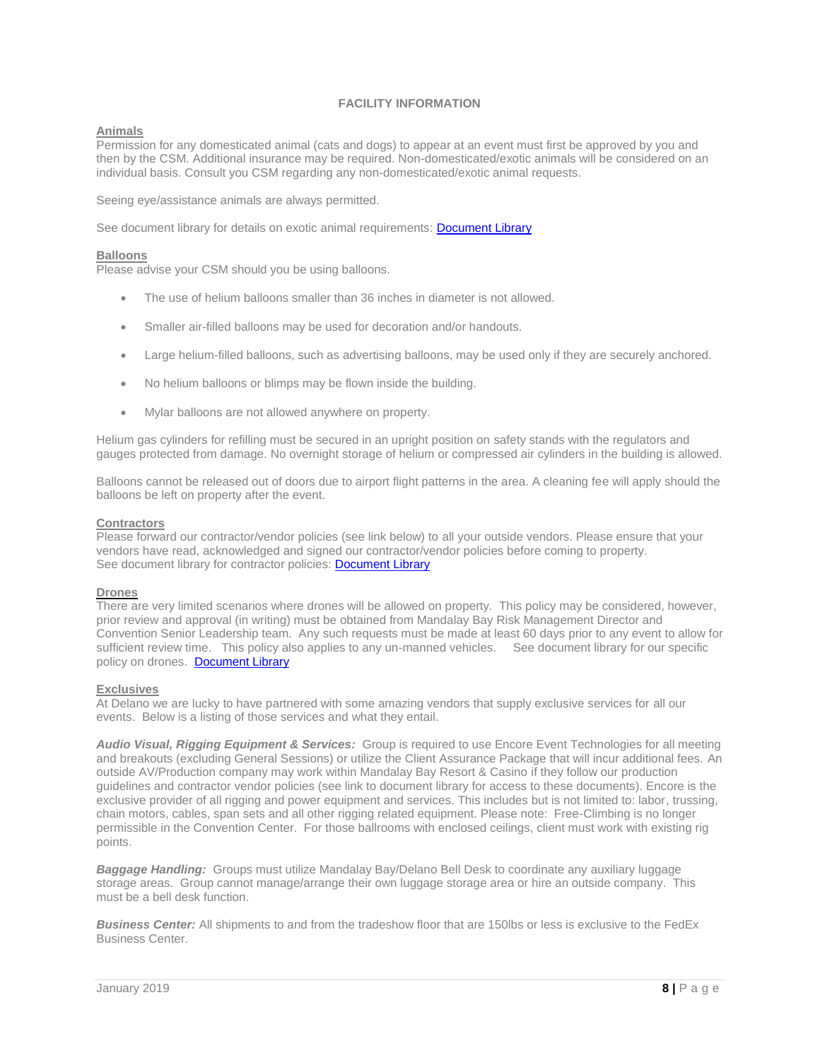## FACILITY INFORMATION

### Animals

Permission for any domesticated animal (cats and dogs) to appear at an event must first be approved by you and then by the CSM. Additional insurance may be required. Non-domesticated/exotic animals will be considered on an individual basis. Consult you CSM regarding any non-domesticated/exotic animal requests.

Seeing eye/assistance animals are always permitted.

See document library for details on exotic animal requirements: [Document Library]

### Balloons

Please advise your CSM should you be using balloons.

- The use of helium balloons smaller than 36 inches in diameter is not allowed.
- Smaller air-filled balloons may be used for decoration and/or handouts.
- Large helium-filled balloons, such as advertising balloons, may be used only if they are securely anchored.
- No helium balloons or blimps may be flown inside the building.
- Mylar balloons are not allowed anywhere on property.

Helium gas cylinders for refilling must be secured in an upright position on safety stands with the regulators and gauges protected from damage. No overnight storage of helium or compressed air cylinders in the building is allowed.

Balloons cannot be released out of doors due to airport flight patterns in the area. A cleaning fee will apply should the balloons be left on property after the event.

### Contractors

Please forward our contractor/vendor policies (see link below) to all your outside vendors. Please ensure that your vendors have read, acknowledged and signed our contractor/vendor policies before coming to property.
See document library for contractor policies: [Document Library]

### Drones

There are very limited scenarios where drones will be allowed on property. This policy may be considered, however, prior review and approval (in writing) must be obtained from Mandalay Bay Risk Management Director and Convention Senior Leadership team. Any such requests must be made at least 60 days prior to any event to allow for sufficient review time. This policy also applies to any un-manned vehicles. See document library for our specific policy on drones. [Document Library]

### Exclusives

At Delano we are lucky to have partnered with some amazing vendors that supply exclusive services for all our events. Below is a listing of those services and what they entail.

***Audio Visual, Rigging Equipment & Services:*** Group is required to use Encore Event Technologies for all meeting and breakouts (excluding General Sessions) or utilize the Client Assurance Package that will incur additional fees. An outside AV/Production company may work within Mandalay Bay Resort & Casino if they follow our production guidelines and contractor vendor policies (see link to document library for access to these documents). Encore is the exclusive provider of all rigging and power equipment and services. This includes but is not limited to: labor, trussing, chain motors, cables, span sets and all other rigging related equipment. Please note: Free-Climbing is no longer permissible in the Convention Center. For those ballrooms with enclosed ceilings, client must work with existing rig points.

***Baggage Handling:*** Groups must utilize Mandalay Bay/Delano Bell Desk to coordinate any auxiliary luggage storage areas. Group cannot manage/arrange their own luggage storage area or hire an outside company. This must be a bell desk function.

***Business Center:*** All shipments to and from the tradeshow floor that are 150lbs or less is exclusive to the FedEx Business Center.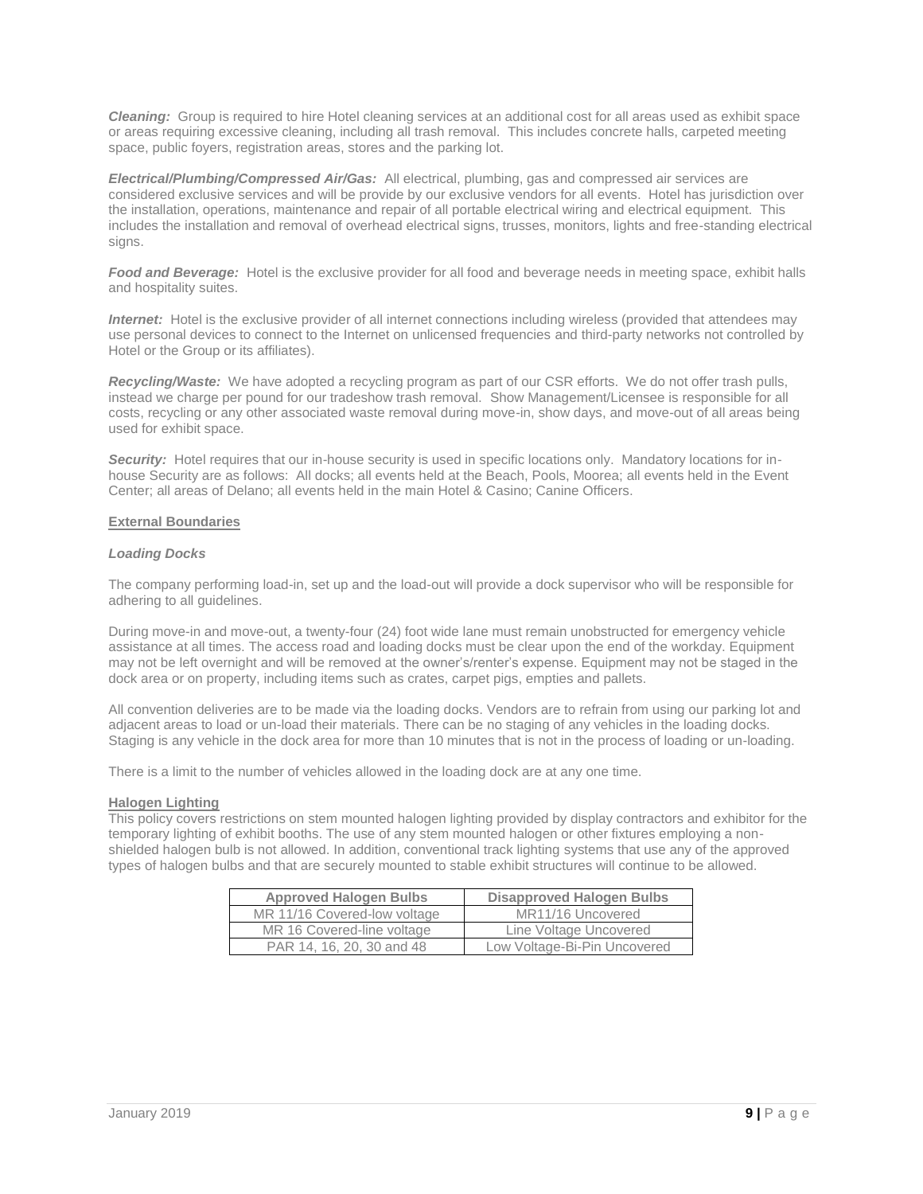***Cleaning:*** Group is required to hire Hotel cleaning services at an additional cost for all areas used as exhibit space or areas requiring excessive cleaning, including all trash removal. This includes concrete halls, carpeted meeting space, public foyers, registration areas, stores and the parking lot.

***Electrical/Plumbing/Compressed Air/Gas:*** All electrical, plumbing, gas and compressed air services are considered exclusive services and will be provide by our exclusive vendors for all events. Hotel has jurisdiction over the installation, operations, maintenance and repair of all portable electrical wiring and electrical equipment. This includes the installation and removal of overhead electrical signs, trusses, monitors, lights and free-standing electrical signs.

***Food and Beverage:*** Hotel is the exclusive provider for all food and beverage needs in meeting space, exhibit halls and hospitality suites.

***Internet:*** Hotel is the exclusive provider of all internet connections including wireless (provided that attendees may use personal devices to connect to the Internet on unlicensed frequencies and third-party networks not controlled by Hotel or the Group or its affiliates).

***Recycling/Waste:*** We have adopted a recycling program as part of our CSR efforts. We do not offer trash pulls, instead we charge per pound for our tradeshow trash removal. Show Management/Licensee is responsible for all costs, recycling or any other associated waste removal during move-in, show days, and move-out of all areas being used for exhibit space.

***Security:*** Hotel requires that our in-house security is used in specific locations only. Mandatory locations for in-house Security are as follows: All docks; all events held at the Beach, Pools, Moorea; all events held in the Event Center; all areas of Delano; all events held in the main Hotel & Casino; Canine Officers.

## External Boundaries

### *Loading Docks*

The company performing load-in, set up and the load-out will provide a dock supervisor who will be responsible for adhering to all guidelines.

During move-in and move-out, a twenty-four (24) foot wide lane must remain unobstructed for emergency vehicle assistance at all times. The access road and loading docks must be clear upon the end of the workday. Equipment may not be left overnight and will be removed at the owner's/renter's expense. Equipment may not be staged in the dock area or on property, including items such as crates, carpet pigs, empties and pallets.

All convention deliveries are to be made via the loading docks. Vendors are to refrain from using our parking lot and adjacent areas to load or un-load their materials. There can be no staging of any vehicles in the loading docks. Staging is any vehicle in the dock area for more than 10 minutes that is not in the process of loading or un-loading.

There is a limit to the number of vehicles allowed in the loading dock are at any one time.

## Halogen Lighting

This policy covers restrictions on stem mounted halogen lighting provided by display contractors and exhibitor for the temporary lighting of exhibit booths. The use of any stem mounted halogen or other fixtures employing a non-shielded halogen bulb is not allowed. In addition, conventional track lighting systems that use any of the approved types of halogen bulbs and that are securely mounted to stable exhibit structures will continue to be allowed.

| Approved Halogen Bulbs | Disapproved Halogen Bulbs |
| --- | --- |
| MR 11/16 Covered-low voltage | MR11/16 Uncovered |
| MR 16 Covered-line voltage | Line Voltage Uncovered |
| PAR 14, 16, 20, 30 and 48 | Low Voltage-Bi-Pin Uncovered |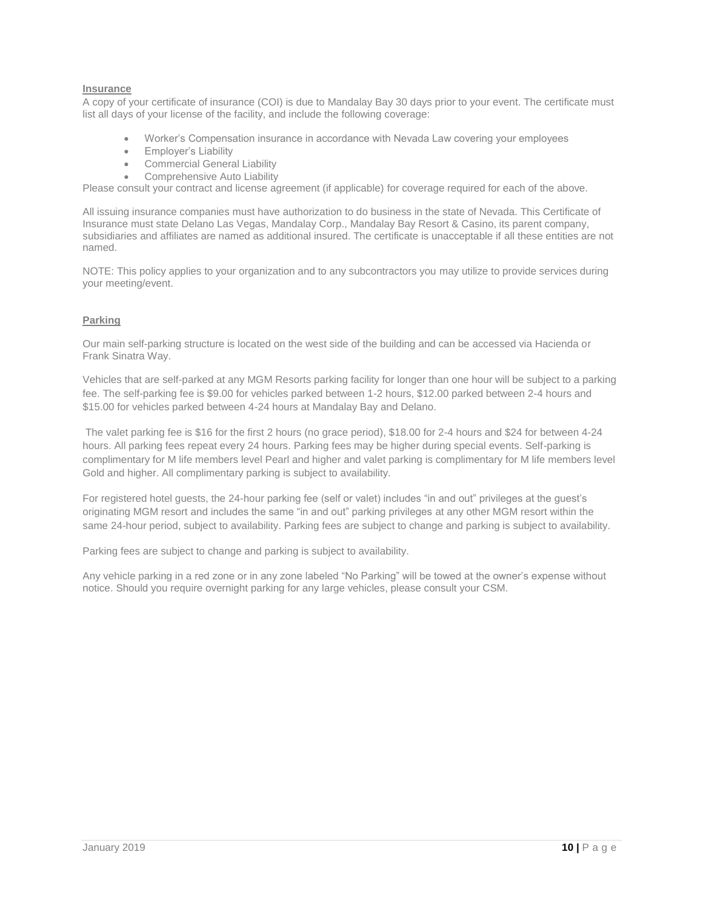## Insurance

A copy of your certificate of insurance (COI) is due to Mandalay Bay 30 days prior to your event. The certificate must list all days of your license of the facility, and include the following coverage:

- Worker's Compensation insurance in accordance with Nevada Law covering your employees
- Employer's Liability
- Commercial General Liability
- Comprehensive Auto Liability

Please consult your contract and license agreement (if applicable) for coverage required for each of the above.

All issuing insurance companies must have authorization to do business in the state of Nevada. This Certificate of Insurance must state Delano Las Vegas, Mandalay Corp., Mandalay Bay Resort & Casino, its parent company, subsidiaries and affiliates are named as additional insured. The certificate is unacceptable if all these entities are not named.

NOTE: This policy applies to your organization and to any subcontractors you may utilize to provide services during your meeting/event.

## Parking

Our main self-parking structure is located on the west side of the building and can be accessed via Hacienda or Frank Sinatra Way.

Vehicles that are self-parked at any MGM Resorts parking facility for longer than one hour will be subject to a parking fee. The self-parking fee is $9.00 for vehicles parked between 1-2 hours, $12.00 parked between 2-4 hours and $15.00 for vehicles parked between 4-24 hours at Mandalay Bay and Delano.

The valet parking fee is $16 for the first 2 hours (no grace period), $18.00 for 2-4 hours and $24 for between 4-24 hours. All parking fees repeat every 24 hours. Parking fees may be higher during special events. Self-parking is complimentary for M life members level Pearl and higher and valet parking is complimentary for M life members level Gold and higher. All complimentary parking is subject to availability.

For registered hotel guests, the 24-hour parking fee (self or valet) includes "in and out" privileges at the guest's originating MGM resort and includes the same "in and out" parking privileges at any other MGM resort within the same 24-hour period, subject to availability. Parking fees are subject to change and parking is subject to availability.

Parking fees are subject to change and parking is subject to availability.

Any vehicle parking in a red zone or in any zone labeled "No Parking" will be towed at the owner's expense without notice. Should you require overnight parking for any large vehicles, please consult your CSM.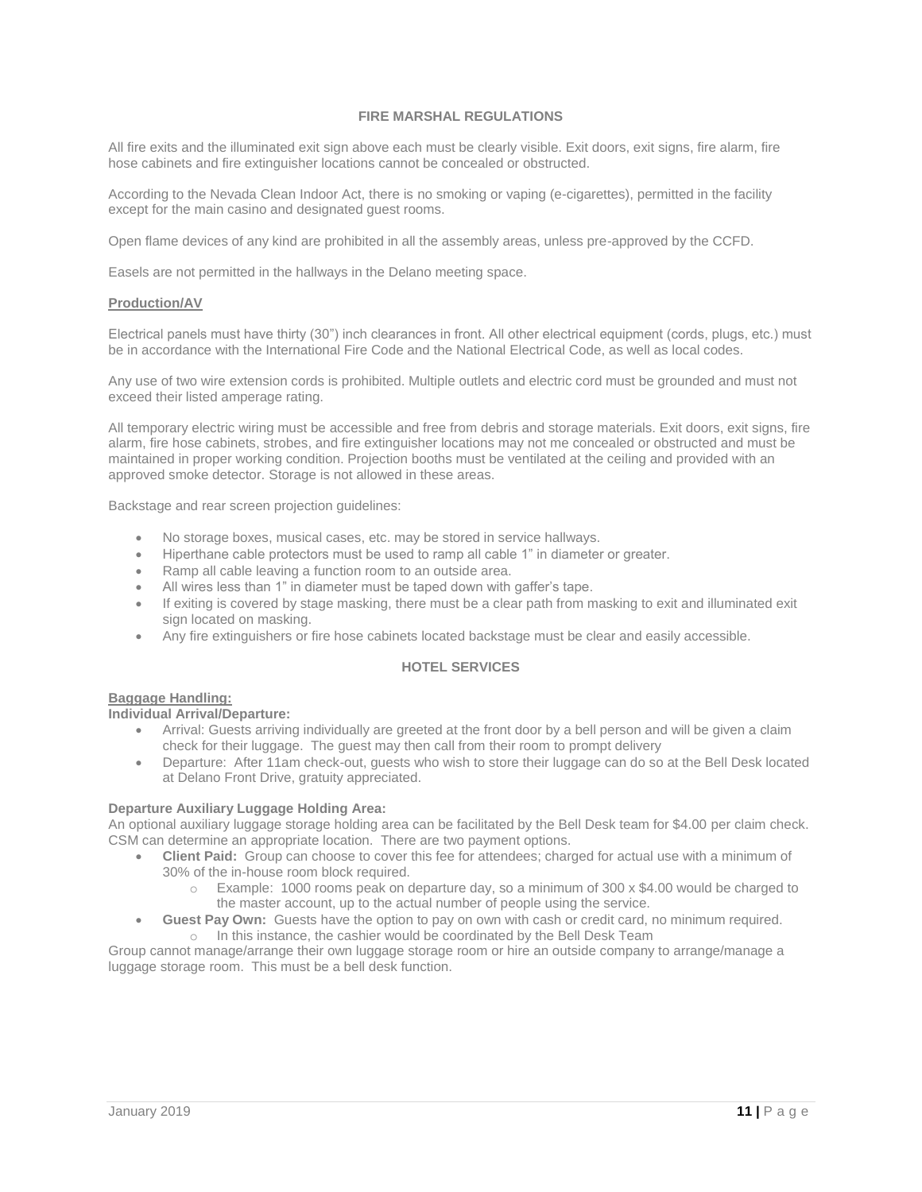## FIRE MARSHAL REGULATIONS

All fire exits and the illuminated exit sign above each must be clearly visible. Exit doors, exit signs, fire alarm, fire hose cabinets and fire extinguisher locations cannot be concealed or obstructed.

According to the Nevada Clean Indoor Act, there is no smoking or vaping (e-cigarettes), permitted in the facility except for the main casino and designated guest rooms.

Open flame devices of any kind are prohibited in all the assembly areas, unless pre-approved by the CCFD.

Easels are not permitted in the hallways in the Delano meeting space.

### Production/AV

Electrical panels must have thirty (30") inch clearances in front. All other electrical equipment (cords, plugs, etc.) must be in accordance with the International Fire Code and the National Electrical Code, as well as local codes.

Any use of two wire extension cords is prohibited. Multiple outlets and electric cord must be grounded and must not exceed their listed amperage rating.

All temporary electric wiring must be accessible and free from debris and storage materials. Exit doors, exit signs, fire alarm, fire hose cabinets, strobes, and fire extinguisher locations may not me concealed or obstructed and must be maintained in proper working condition. Projection booths must be ventilated at the ceiling and provided with an approved smoke detector. Storage is not allowed in these areas.

Backstage and rear screen projection guidelines:

- No storage boxes, musical cases, etc. may be stored in service hallways.
- Hiperthane cable protectors must be used to ramp all cable 1" in diameter or greater.
- Ramp all cable leaving a function room to an outside area.
- All wires less than 1" in diameter must be taped down with gaffer's tape.
- If exiting is covered by stage masking, there must be a clear path from masking to exit and illuminated exit sign located on masking.
- Any fire extinguishers or fire hose cabinets located backstage must be clear and easily accessible.

## HOTEL SERVICES

### Baggage Handling:

**Individual Arrival/Departure:**

- Arrival: Guests arriving individually are greeted at the front door by a bell person and will be given a claim check for their luggage. The guest may then call from their room to prompt delivery
- Departure: After 11am check-out, guests who wish to store their luggage can do so at the Bell Desk located at Delano Front Drive, gratuity appreciated.

**Departure Auxiliary Luggage Holding Area:**

An optional auxiliary luggage storage holding area can be facilitated by the Bell Desk team for $4.00 per claim check. CSM can determine an appropriate location. There are two payment options.

- **Client Paid:** Group can choose to cover this fee for attendees; charged for actual use with a minimum of 30% of the in-house room block required.
  - Example: 1000 rooms peak on departure day, so a minimum of 300 x $4.00 would be charged to the master account, up to the actual number of people using the service.
- **Guest Pay Own:** Guests have the option to pay on own with cash or credit card, no minimum required.
  - In this instance, the cashier would be coordinated by the Bell Desk Team

Group cannot manage/arrange their own luggage storage room or hire an outside company to arrange/manage a luggage storage room. This must be a bell desk function.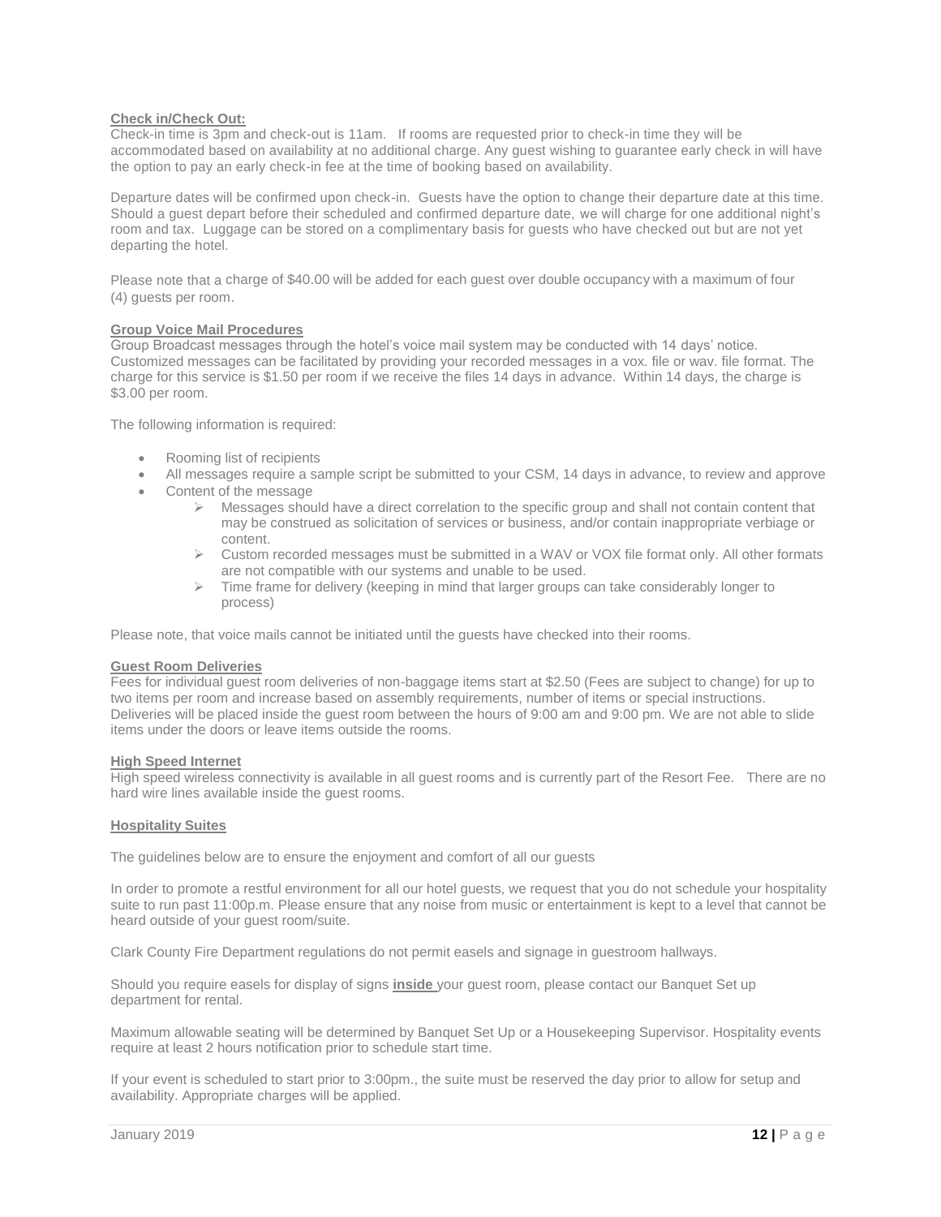**Check in/Check Out:**

Check-in time is 3pm and check-out is 11am. If rooms are requested prior to check-in time they will be accommodated based on availability at no additional charge. Any guest wishing to guarantee early check in will have the option to pay an early check-in fee at the time of booking based on availability.

Departure dates will be confirmed upon check-in. Guests have the option to change their departure date at this time. Should a guest depart before their scheduled and confirmed departure date, we will charge for one additional night's room and tax. Luggage can be stored on a complimentary basis for guests who have checked out but are not yet departing the hotel.

Please note that a charge of $40.00 will be added for each guest over double occupancy with a maximum of four (4) guests per room.

**Group Voice Mail Procedures**

Group Broadcast messages through the hotel's voice mail system may be conducted with 14 days' notice. Customized messages can be facilitated by providing your recorded messages in a vox. file or wav. file format. The charge for this service is $1.50 per room if we receive the files 14 days in advance. Within 14 days, the charge is $3.00 per room.

The following information is required:

- Rooming list of recipients
- All messages require a sample script be submitted to your CSM, 14 days in advance, to review and approve
- Content of the message
  - Messages should have a direct correlation to the specific group and shall not contain content that may be construed as solicitation of services or business, and/or contain inappropriate verbiage or content.
  - Custom recorded messages must be submitted in a WAV or VOX file format only. All other formats are not compatible with our systems and unable to be used.
  - Time frame for delivery (keeping in mind that larger groups can take considerably longer to process)

Please note, that voice mails cannot be initiated until the guests have checked into their rooms.

**Guest Room Deliveries**

Fees for individual guest room deliveries of non-baggage items start at $2.50 (Fees are subject to change) for up to two items per room and increase based on assembly requirements, number of items or special instructions. Deliveries will be placed inside the guest room between the hours of 9:00 am and 9:00 pm. We are not able to slide items under the doors or leave items outside the rooms.

**High Speed Internet**

High speed wireless connectivity is available in all guest rooms and is currently part of the Resort Fee. There are no hard wire lines available inside the guest rooms.

**Hospitality Suites**

The guidelines below are to ensure the enjoyment and comfort of all our guests

In order to promote a restful environment for all our hotel guests, we request that you do not schedule your hospitality suite to run past 11:00p.m. Please ensure that any noise from music or entertainment is kept to a level that cannot be heard outside of your guest room/suite.

Clark County Fire Department regulations do not permit easels and signage in guestroom hallways.

Should you require easels for display of signs **inside** your guest room, please contact our Banquet Set up department for rental.

Maximum allowable seating will be determined by Banquet Set Up or a Housekeeping Supervisor. Hospitality events require at least 2 hours notification prior to schedule start time.

If your event is scheduled to start prior to 3:00pm., the suite must be reserved the day prior to allow for setup and availability. Appropriate charges will be applied.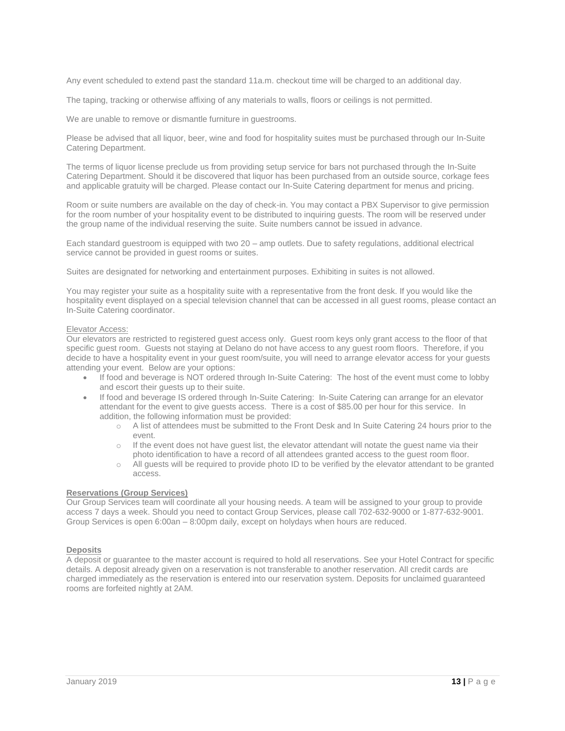Any event scheduled to extend past the standard 11a.m. checkout time will be charged to an additional day.

The taping, tracking or otherwise affixing of any materials to walls, floors or ceilings is not permitted.

We are unable to remove or dismantle furniture in guestrooms.

Please be advised that all liquor, beer, wine and food for hospitality suites must be purchased through our In-Suite Catering Department.

The terms of liquor license preclude us from providing setup service for bars not purchased through the In-Suite Catering Department. Should it be discovered that liquor has been purchased from an outside source, corkage fees and applicable gratuity will be charged. Please contact our In-Suite Catering department for menus and pricing.

Room or suite numbers are available on the day of check-in. You may contact a PBX Supervisor to give permission for the room number of your hospitality event to be distributed to inquiring guests. The room will be reserved under the group name of the individual reserving the suite. Suite numbers cannot be issued in advance.

Each standard guestroom is equipped with two 20 – amp outlets. Due to safety regulations, additional electrical service cannot be provided in guest rooms or suites.

Suites are designated for networking and entertainment purposes. Exhibiting in suites is not allowed.

You may register your suite as a hospitality suite with a representative from the front desk. If you would like the hospitality event displayed on a special television channel that can be accessed in all guest rooms, please contact an In-Suite Catering coordinator.

Elevator Access:

Our elevators are restricted to registered guest access only. Guest room keys only grant access to the floor of that specific guest room. Guests not staying at Delano do not have access to any guest room floors. Therefore, if you decide to have a hospitality event in your guest room/suite, you will need to arrange elevator access for your guests attending your event. Below are your options:

- If food and beverage is NOT ordered through In-Suite Catering: The host of the event must come to lobby and escort their guests up to their suite.
- If food and beverage IS ordered through In-Suite Catering: In-Suite Catering can arrange for an elevator attendant for the event to give guests access. There is a cost of $85.00 per hour for this service. In addition, the following information must be provided:
  - A list of attendees must be submitted to the Front Desk and In Suite Catering 24 hours prior to the event.
  - If the event does not have guest list, the elevator attendant will notate the guest name via their photo identification to have a record of all attendees granted access to the guest room floor.
  - All guests will be required to provide photo ID to be verified by the elevator attendant to be granted access.

**Reservations (Group Services)**

Our Group Services team will coordinate all your housing needs. A team will be assigned to your group to provide access 7 days a week. Should you need to contact Group Services, please call 702-632-9000 or 1-877-632-9001. Group Services is open 6:00an – 8:00pm daily, except on holydays when hours are reduced.

**Deposits**

A deposit or guarantee to the master account is required to hold all reservations. See your Hotel Contract for specific details. A deposit already given on a reservation is not transferable to another reservation. All credit cards are charged immediately as the reservation is entered into our reservation system. Deposits for unclaimed guaranteed rooms are forfeited nightly at 2AM.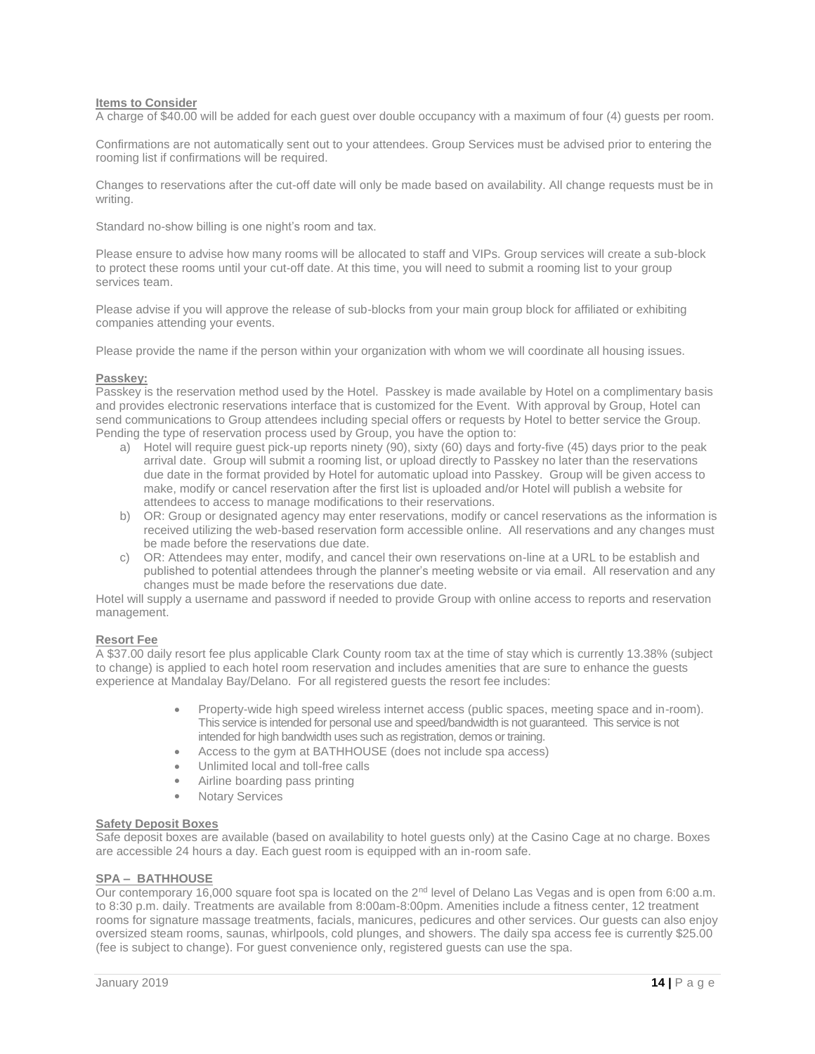**Items to Consider**

A charge of $40.00 will be added for each guest over double occupancy with a maximum of four (4) guests per room.

Confirmations are not automatically sent out to your attendees. Group Services must be advised prior to entering the rooming list if confirmations will be required.

Changes to reservations after the cut-off date will only be made based on availability. All change requests must be in writing.

Standard no-show billing is one night's room and tax.

Please ensure to advise how many rooms will be allocated to staff and VIPs. Group services will create a sub-block to protect these rooms until your cut-off date. At this time, you will need to submit a rooming list to your group services team.

Please advise if you will approve the release of sub-blocks from your main group block for affiliated or exhibiting companies attending your events.

Please provide the name if the person within your organization with whom we will coordinate all housing issues.

**Passkey:**

Passkey is the reservation method used by the Hotel. Passkey is made available by Hotel on a complimentary basis and provides electronic reservations interface that is customized for the Event. With approval by Group, Hotel can send communications to Group attendees including special offers or requests by Hotel to better service the Group. Pending the type of reservation process used by Group, you have the option to:

a) Hotel will require guest pick-up reports ninety (90), sixty (60) days and forty-five (45) days prior to the peak arrival date. Group will submit a rooming list, or upload directly to Passkey no later than the reservations due date in the format provided by Hotel for automatic upload into Passkey. Group will be given access to make, modify or cancel reservation after the first list is uploaded and/or Hotel will publish a website for attendees to access to manage modifications to their reservations.
b) OR: Group or designated agency may enter reservations, modify or cancel reservations as the information is received utilizing the web-based reservation form accessible online. All reservations and any changes must be made before the reservations due date.
c) OR: Attendees may enter, modify, and cancel their own reservations on-line at a URL to be establish and published to potential attendees through the planner's meeting website or via email. All reservation and any changes must be made before the reservations due date.

Hotel will supply a username and password if needed to provide Group with online access to reports and reservation management.

**Resort Fee**

A $37.00 daily resort fee plus applicable Clark County room tax at the time of stay which is currently 13.38% (subject to change) is applied to each hotel room reservation and includes amenities that are sure to enhance the guests experience at Mandalay Bay/Delano. For all registered guests the resort fee includes:

- Property-wide high speed wireless internet access (public spaces, meeting space and in-room). This service is intended for personal use and speed/bandwidth is not guaranteed. This service is not intended for high bandwidth uses such as registration, demos or training.
- Access to the gym at BATHHOUSE (does not include spa access)
- Unlimited local and toll-free calls
- Airline boarding pass printing
- Notary Services

**Safety Deposit Boxes**

Safe deposit boxes are available (based on availability to hotel guests only) at the Casino Cage at no charge. Boxes are accessible 24 hours a day. Each guest room is equipped with an in-room safe.

**SPA – BATHHOUSE**

Our contemporary 16,000 square foot spa is located on the 2nd level of Delano Las Vegas and is open from 6:00 a.m. to 8:30 p.m. daily. Treatments are available from 8:00am-8:00pm. Amenities include a fitness center, 12 treatment rooms for signature massage treatments, facials, manicures, pedicures and other services. Our guests can also enjoy oversized steam rooms, saunas, whirlpools, cold plunges, and showers. The daily spa access fee is currently $25.00 (fee is subject to change). For guest convenience only, registered guests can use the spa.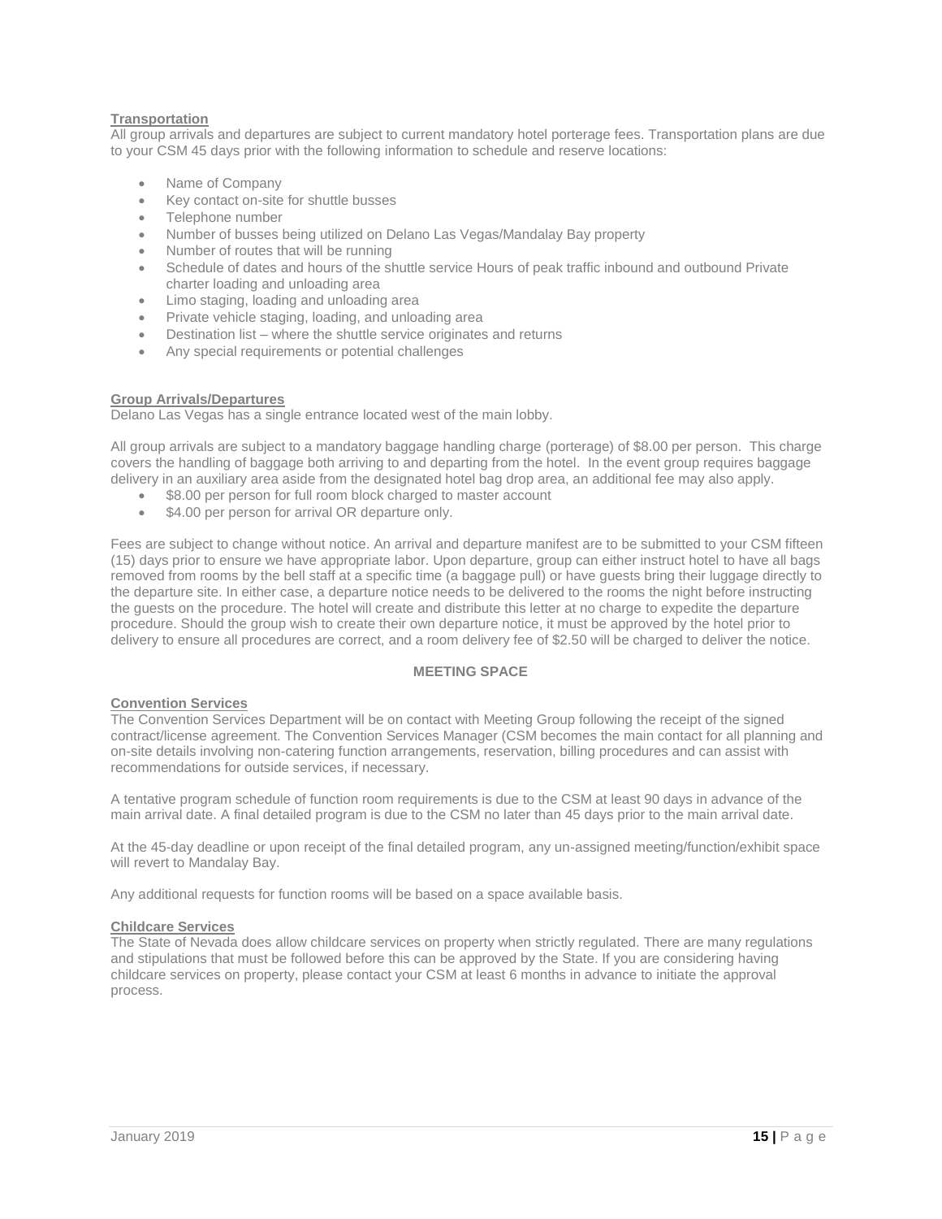**Transportation**

All group arrivals and departures are subject to current mandatory hotel porterage fees. Transportation plans are due to your CSM 45 days prior with the following information to schedule and reserve locations:

- Name of Company
- Key contact on-site for shuttle busses
- Telephone number
- Number of busses being utilized on Delano Las Vegas/Mandalay Bay property
- Number of routes that will be running
- Schedule of dates and hours of the shuttle service Hours of peak traffic inbound and outbound Private charter loading and unloading area
- Limo staging, loading and unloading area
- Private vehicle staging, loading, and unloading area
- Destination list – where the shuttle service originates and returns
- Any special requirements or potential challenges

**Group Arrivals/Departures**

Delano Las Vegas has a single entrance located west of the main lobby.

All group arrivals are subject to a mandatory baggage handling charge (porterage) of $8.00 per person. This charge covers the handling of baggage both arriving to and departing from the hotel. In the event group requires baggage delivery in an auxiliary area aside from the designated hotel bag drop area, an additional fee may also apply.

- $8.00 per person for full room block charged to master account
- $4.00 per person for arrival OR departure only.

Fees are subject to change without notice. An arrival and departure manifest are to be submitted to your CSM fifteen (15) days prior to ensure we have appropriate labor. Upon departure, group can either instruct hotel to have all bags removed from rooms by the bell staff at a specific time (a baggage pull) or have guests bring their luggage directly to the departure site. In either case, a departure notice needs to be delivered to the rooms the night before instructing the guests on the procedure. The hotel will create and distribute this letter at no charge to expedite the departure procedure. Should the group wish to create their own departure notice, it must be approved by the hotel prior to delivery to ensure all procedures are correct, and a room delivery fee of $2.50 will be charged to deliver the notice.

## MEETING SPACE

**Convention Services**

The Convention Services Department will be on contact with Meeting Group following the receipt of the signed contract/license agreement. The Convention Services Manager (CSM becomes the main contact for all planning and on-site details involving non-catering function arrangements, reservation, billing procedures and can assist with recommendations for outside services, if necessary.

A tentative program schedule of function room requirements is due to the CSM at least 90 days in advance of the main arrival date. A final detailed program is due to the CSM no later than 45 days prior to the main arrival date.

At the 45-day deadline or upon receipt of the final detailed program, any un-assigned meeting/function/exhibit space will revert to Mandalay Bay.

Any additional requests for function rooms will be based on a space available basis.

**Childcare Services**

The State of Nevada does allow childcare services on property when strictly regulated. There are many regulations and stipulations that must be followed before this can be approved by the State. If you are considering having childcare services on property, please contact your CSM at least 6 months in advance to initiate the approval process.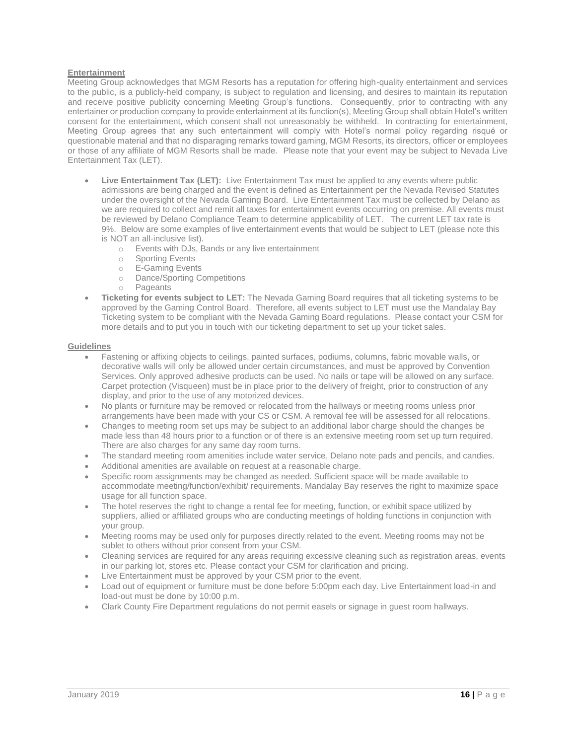**Entertainment**

Meeting Group acknowledges that MGM Resorts has a reputation for offering high-quality entertainment and services to the public, is a publicly-held company, is subject to regulation and licensing, and desires to maintain its reputation and receive positive publicity concerning Meeting Group's functions. Consequently, prior to contracting with any entertainer or production company to provide entertainment at its function(s), Meeting Group shall obtain Hotel's written consent for the entertainment, which consent shall not unreasonably be withheld. In contracting for entertainment, Meeting Group agrees that any such entertainment will comply with Hotel's normal policy regarding risqué or questionable material and that no disparaging remarks toward gaming, MGM Resorts, its directors, officer or employees or those of any affiliate of MGM Resorts shall be made. Please note that your event may be subject to Nevada Live Entertainment Tax (LET).

- **Live Entertainment Tax (LET):** Live Entertainment Tax must be applied to any events where public admissions are being charged and the event is defined as Entertainment per the Nevada Revised Statutes under the oversight of the Nevada Gaming Board. Live Entertainment Tax must be collected by Delano as we are required to collect and remit all taxes for entertainment events occurring on premise. All events must be reviewed by Delano Compliance Team to determine applicability of LET. The current LET tax rate is 9%. Below are some examples of live entertainment events that would be subject to LET (please note this is NOT an all-inclusive list).
  - Events with DJs, Bands or any live entertainment
  - Sporting Events
  - E-Gaming Events
  - Dance/Sporting Competitions
  - Pageants
- **Ticketing for events subject to LET:** The Nevada Gaming Board requires that all ticketing systems to be approved by the Gaming Control Board. Therefore, all events subject to LET must use the Mandalay Bay Ticketing system to be compliant with the Nevada Gaming Board regulations. Please contact your CSM for more details and to put you in touch with our ticketing department to set up your ticket sales.

**Guidelines**

- Fastening or affixing objects to ceilings, painted surfaces, podiums, columns, fabric movable walls, or decorative walls will only be allowed under certain circumstances, and must be approved by Convention Services. Only approved adhesive products can be used. No nails or tape will be allowed on any surface. Carpet protection (Visqueen) must be in place prior to the delivery of freight, prior to construction of any display, and prior to the use of any motorized devices.
- No plants or furniture may be removed or relocated from the hallways or meeting rooms unless prior arrangements have been made with your CS or CSM. A removal fee will be assessed for all relocations.
- Changes to meeting room set ups may be subject to an additional labor charge should the changes be made less than 48 hours prior to a function or of there is an extensive meeting room set up turn required. There are also charges for any same day room turns.
- The standard meeting room amenities include water service, Delano note pads and pencils, and candies.
- Additional amenities are available on request at a reasonable charge.
- Specific room assignments may be changed as needed. Sufficient space will be made available to accommodate meeting/function/exhibit/ requirements. Mandalay Bay reserves the right to maximize space usage for all function space.
- The hotel reserves the right to change a rental fee for meeting, function, or exhibit space utilized by suppliers, allied or affiliated groups who are conducting meetings of holding functions in conjunction with your group.
- Meeting rooms may be used only for purposes directly related to the event. Meeting rooms may not be sublet to others without prior consent from your CSM.
- Cleaning services are required for any areas requiring excessive cleaning such as registration areas, events in our parking lot, stores etc. Please contact your CSM for clarification and pricing.
- Live Entertainment must be approved by your CSM prior to the event.
- Load out of equipment or furniture must be done before 5:00pm each day. Live Entertainment load-in and load-out must be done by 10:00 p.m.
- Clark County Fire Department regulations do not permit easels or signage in guest room hallways.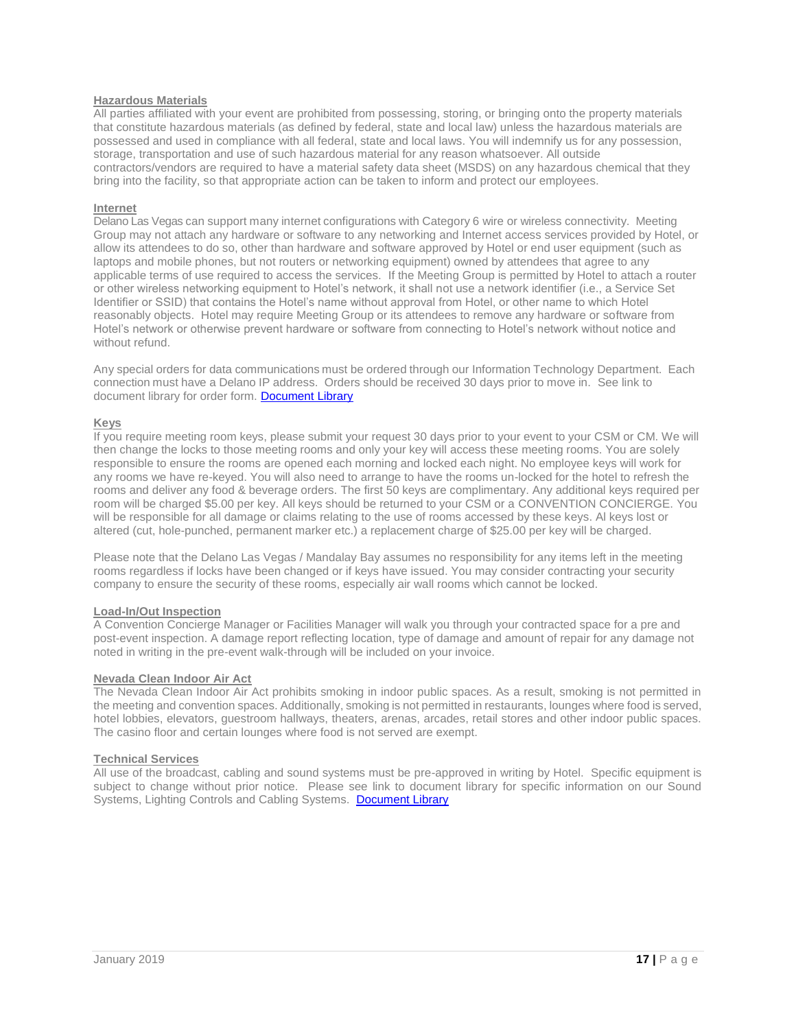### Hazardous Materials

All parties affiliated with your event are prohibited from possessing, storing, or bringing onto the property materials that constitute hazardous materials (as defined by federal, state and local law) unless the hazardous materials are possessed and used in compliance with all federal, state and local laws. You will indemnify us for any possession, storage, transportation and use of such hazardous material for any reason whatsoever. All outside contractors/vendors are required to have a material safety data sheet (MSDS) on any hazardous chemical that they bring into the facility, so that appropriate action can be taken to inform and protect our employees.

### Internet

Delano Las Vegas can support many internet configurations with Category 6 wire or wireless connectivity. Meeting Group may not attach any hardware or software to any networking and Internet access services provided by Hotel, or allow its attendees to do so, other than hardware and software approved by Hotel or end user equipment (such as laptops and mobile phones, but not routers or networking equipment) owned by attendees that agree to any applicable terms of use required to access the services. If the Meeting Group is permitted by Hotel to attach a router or other wireless networking equipment to Hotel's network, it shall not use a network identifier (i.e., a Service Set Identifier or SSID) that contains the Hotel's name without approval from Hotel, or other name to which Hotel reasonably objects. Hotel may require Meeting Group or its attendees to remove any hardware or software from Hotel's network or otherwise prevent hardware or software from connecting to Hotel's network without notice and without refund.

Any special orders for data communications must be ordered through our Information Technology Department. Each connection must have a Delano IP address. Orders should be received 30 days prior to move in. See link to document library for order form. Document Library

### Keys

If you require meeting room keys, please submit your request 30 days prior to your event to your CSM or CM. We will then change the locks to those meeting rooms and only your key will access these meeting rooms. You are solely responsible to ensure the rooms are opened each morning and locked each night. No employee keys will work for any rooms we have re-keyed. You will also need to arrange to have the rooms un-locked for the hotel to refresh the rooms and deliver any food & beverage orders. The first 50 keys are complimentary. Any additional keys required per room will be charged $5.00 per key. All keys should be returned to your CSM or a CONVENTION CONCIERGE. You will be responsible for all damage or claims relating to the use of rooms accessed by these keys. Al keys lost or altered (cut, hole-punched, permanent marker etc.) a replacement charge of $25.00 per key will be charged.

Please note that the Delano Las Vegas / Mandalay Bay assumes no responsibility for any items left in the meeting rooms regardless if locks have been changed or if keys have issued. You may consider contracting your security company to ensure the security of these rooms, especially air wall rooms which cannot be locked.

### Load-In/Out Inspection

A Convention Concierge Manager or Facilities Manager will walk you through your contracted space for a pre and post-event inspection. A damage report reflecting location, type of damage and amount of repair for any damage not noted in writing in the pre-event walk-through will be included on your invoice.

### Nevada Clean Indoor Air Act

The Nevada Clean Indoor Air Act prohibits smoking in indoor public spaces. As a result, smoking is not permitted in the meeting and convention spaces. Additionally, smoking is not permitted in restaurants, lounges where food is served, hotel lobbies, elevators, guestroom hallways, theaters, arenas, arcades, retail stores and other indoor public spaces. The casino floor and certain lounges where food is not served are exempt.

### Technical Services

All use of the broadcast, cabling and sound systems must be pre-approved in writing by Hotel. Specific equipment is subject to change without prior notice. Please see link to document library for specific information on our Sound Systems, Lighting Controls and Cabling Systems. Document Library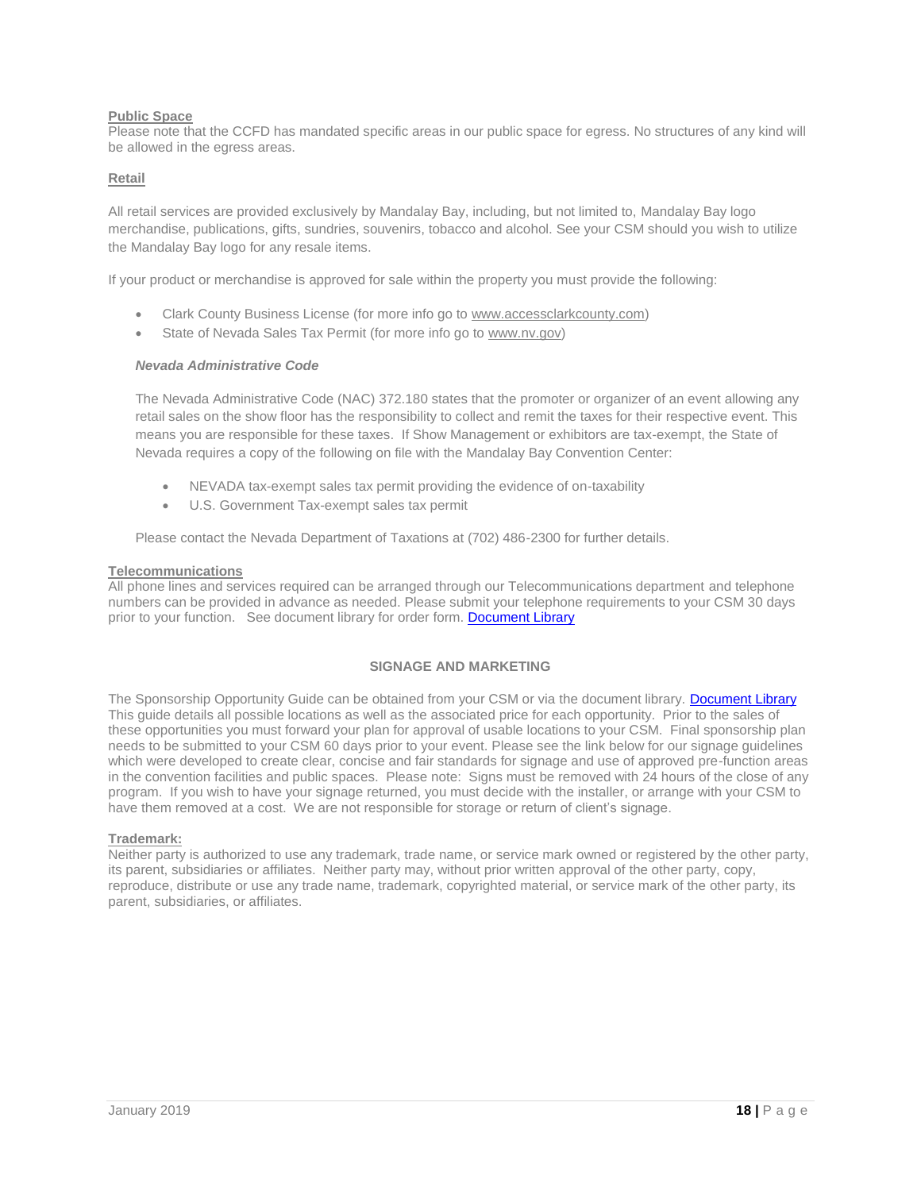**Public Space**

Please note that the CCFD has mandated specific areas in our public space for egress. No structures of any kind will be allowed in the egress areas.

**Retail**

All retail services are provided exclusively by Mandalay Bay, including, but not limited to, Mandalay Bay logo merchandise, publications, gifts, sundries, souvenirs, tobacco and alcohol. See your CSM should you wish to utilize the Mandalay Bay logo for any resale items.

If your product or merchandise is approved for sale within the property you must provide the following:

- Clark County Business License (for more info go to www.accessclarkcounty.com)
- State of Nevada Sales Tax Permit (for more info go to www.nv.gov)

***Nevada Administrative Code***

The Nevada Administrative Code (NAC) 372.180 states that the promoter or organizer of an event allowing any retail sales on the show floor has the responsibility to collect and remit the taxes for their respective event. This means you are responsible for these taxes. If Show Management or exhibitors are tax-exempt, the State of Nevada requires a copy of the following on file with the Mandalay Bay Convention Center:

- NEVADA tax-exempt sales tax permit providing the evidence of on-taxability
- U.S. Government Tax-exempt sales tax permit

Please contact the Nevada Department of Taxations at (702) 486-2300 for further details.

**Telecommunications**

All phone lines and services required can be arranged through our Telecommunications department and telephone numbers can be provided in advance as needed. Please submit your telephone requirements to your CSM 30 days prior to your function. See document library for order form. Document Library

## SIGNAGE AND MARKETING

The Sponsorship Opportunity Guide can be obtained from your CSM or via the document library. Document Library This guide details all possible locations as well as the associated price for each opportunity. Prior to the sales of these opportunities you must forward your plan for approval of usable locations to your CSM. Final sponsorship plan needs to be submitted to your CSM 60 days prior to your event. Please see the link below for our signage guidelines which were developed to create clear, concise and fair standards for signage and use of approved pre-function areas in the convention facilities and public spaces. Please note: Signs must be removed with 24 hours of the close of any program. If you wish to have your signage returned, you must decide with the installer, or arrange with your CSM to have them removed at a cost. We are not responsible for storage or return of client's signage.

**Trademark:**

Neither party is authorized to use any trademark, trade name, or service mark owned or registered by the other party, its parent, subsidiaries or affiliates. Neither party may, without prior written approval of the other party, copy, reproduce, distribute or use any trade name, trademark, copyrighted material, or service mark of the other party, its parent, subsidiaries, or affiliates.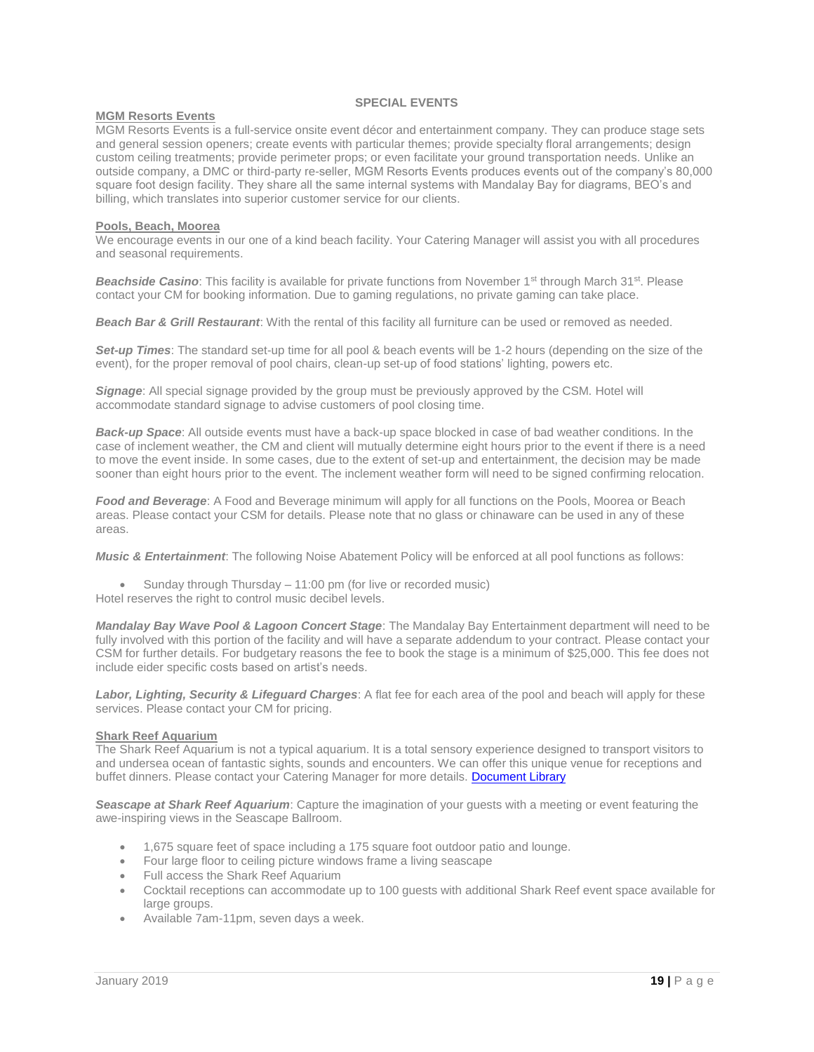## SPECIAL EVENTS

### MGM Resorts Events

MGM Resorts Events is a full-service onsite event décor and entertainment company. They can produce stage sets and general session openers; create events with particular themes; provide specialty floral arrangements; design custom ceiling treatments; provide perimeter props; or even facilitate your ground transportation needs. Unlike an outside company, a DMC or third-party re-seller, MGM Resorts Events produces events out of the company's 80,000 square foot design facility. They share all the same internal systems with Mandalay Bay for diagrams, BEO's and billing, which translates into superior customer service for our clients.

### Pools, Beach, Moorea

We encourage events in our one of a kind beach facility. Your Catering Manager will assist you with all procedures and seasonal requirements.

***Beachside Casino***: This facility is available for private functions from November 1st through March 31st. Please contact your CM for booking information. Due to gaming regulations, no private gaming can take place.

***Beach Bar & Grill Restaurant***: With the rental of this facility all furniture can be used or removed as needed.

***Set-up Times***: The standard set-up time for all pool & beach events will be 1-2 hours (depending on the size of the event), for the proper removal of pool chairs, clean-up set-up of food stations' lighting, powers etc.

***Signage***: All special signage provided by the group must be previously approved by the CSM. Hotel will accommodate standard signage to advise customers of pool closing time.

***Back-up Space***: All outside events must have a back-up space blocked in case of bad weather conditions. In the case of inclement weather, the CM and client will mutually determine eight hours prior to the event if there is a need to move the event inside. In some cases, due to the extent of set-up and entertainment, the decision may be made sooner than eight hours prior to the event. The inclement weather form will need to be signed confirming relocation.

***Food and Beverage***: A Food and Beverage minimum will apply for all functions on the Pools, Moorea or Beach areas. Please contact your CSM for details. Please note that no glass or chinaware can be used in any of these areas.

***Music & Entertainment***: The following Noise Abatement Policy will be enforced at all pool functions as follows:

- Sunday through Thursday – 11:00 pm (for live or recorded music)

Hotel reserves the right to control music decibel levels.

***Mandalay Bay Wave Pool & Lagoon Concert Stage***: The Mandalay Bay Entertainment department will need to be fully involved with this portion of the facility and will have a separate addendum to your contract. Please contact your CSM for further details. For budgetary reasons the fee to book the stage is a minimum of $25,000. This fee does not include eider specific costs based on artist's needs.

***Labor, Lighting, Security & Lifeguard Charges***: A flat fee for each area of the pool and beach will apply for these services. Please contact your CM for pricing.

### Shark Reef Aquarium

The Shark Reef Aquarium is not a typical aquarium. It is a total sensory experience designed to transport visitors to and undersea ocean of fantastic sights, sounds and encounters. We can offer this unique venue for receptions and buffet dinners. Please contact your Catering Manager for more details. Document Library

***Seascape at Shark Reef Aquarium***: Capture the imagination of your guests with a meeting or event featuring the awe-inspiring views in the Seascape Ballroom.

- 1,675 square feet of space including a 175 square foot outdoor patio and lounge.
- Four large floor to ceiling picture windows frame a living seascape
- Full access the Shark Reef Aquarium
- Cocktail receptions can accommodate up to 100 guests with additional Shark Reef event space available for large groups.
- Available 7am-11pm, seven days a week.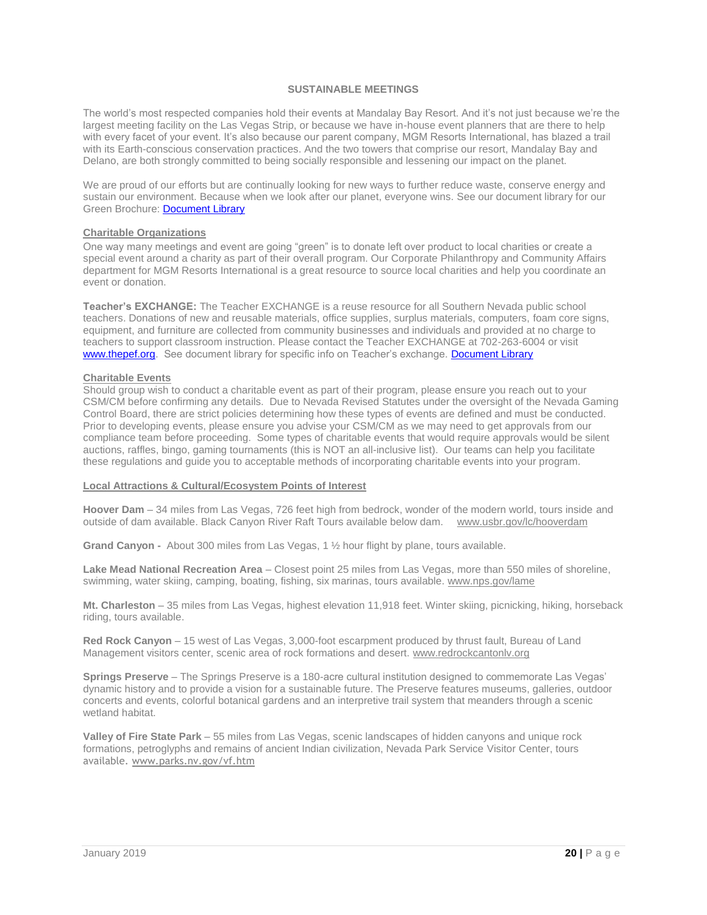## SUSTAINABLE MEETINGS

The world's most respected companies hold their events at Mandalay Bay Resort. And it's not just because we're the largest meeting facility on the Las Vegas Strip, or because we have in-house event planners that are there to help with every facet of your event. It's also because our parent company, MGM Resorts International, has blazed a trail with its Earth-conscious conservation practices. And the two towers that comprise our resort, Mandalay Bay and Delano, are both strongly committed to being socially responsible and lessening our impact on the planet.

We are proud of our efforts but are continually looking for new ways to further reduce waste, conserve energy and sustain our environment. Because when we look after our planet, everyone wins. See our document library for our Green Brochure: Document Library

### Charitable Organizations

One way many meetings and event are going "green" is to donate left over product to local charities or create a special event around a charity as part of their overall program. Our Corporate Philanthropy and Community Affairs department for MGM Resorts International is a great resource to source local charities and help you coordinate an event or donation.

**Teacher's EXCHANGE:** The Teacher EXCHANGE is a reuse resource for all Southern Nevada public school teachers. Donations of new and reusable materials, office supplies, surplus materials, computers, foam core signs, equipment, and furniture are collected from community businesses and individuals and provided at no charge to teachers to support classroom instruction. Please contact the Teacher EXCHANGE at 702-263-6004 or visit www.thepef.org. See document library for specific info on Teacher's exchange. Document Library

### Charitable Events

Should group wish to conduct a charitable event as part of their program, please ensure you reach out to your CSM/CM before confirming any details. Due to Nevada Revised Statutes under the oversight of the Nevada Gaming Control Board, there are strict policies determining how these types of events are defined and must be conducted. Prior to developing events, please ensure you advise your CSM/CM as we may need to get approvals from our compliance team before proceeding. Some types of charitable events that would require approvals would be silent auctions, raffles, bingo, gaming tournaments (this is NOT an all-inclusive list). Our teams can help you facilitate these regulations and guide you to acceptable methods of incorporating charitable events into your program.

### Local Attractions & Cultural/Ecosystem Points of Interest

**Hoover Dam** – 34 miles from Las Vegas, 726 feet high from bedrock, wonder of the modern world, tours inside and outside of dam available. Black Canyon River Raft Tours available below dam. www.usbr.gov/lc/hooverdam

**Grand Canyon -** About 300 miles from Las Vegas, 1 ½ hour flight by plane, tours available.

**Lake Mead National Recreation Area** – Closest point 25 miles from Las Vegas, more than 550 miles of shoreline, swimming, water skiing, camping, boating, fishing, six marinas, tours available. www.nps.gov/lame

**Mt. Charleston** – 35 miles from Las Vegas, highest elevation 11,918 feet. Winter skiing, picnicking, hiking, horseback riding, tours available.

**Red Rock Canyon** – 15 west of Las Vegas, 3,000-foot escarpment produced by thrust fault, Bureau of Land Management visitors center, scenic area of rock formations and desert. www.redrockcantonlv.org

**Springs Preserve** – The Springs Preserve is a 180-acre cultural institution designed to commemorate Las Vegas' dynamic history and to provide a vision for a sustainable future. The Preserve features museums, galleries, outdoor concerts and events, colorful botanical gardens and an interpretive trail system that meanders through a scenic wetland habitat.

**Valley of Fire State Park** – 55 miles from Las Vegas, scenic landscapes of hidden canyons and unique rock formations, petroglyphs and remains of ancient Indian civilization, Nevada Park Service Visitor Center, tours available. www.parks.nv.gov/vf.htm

January 2019